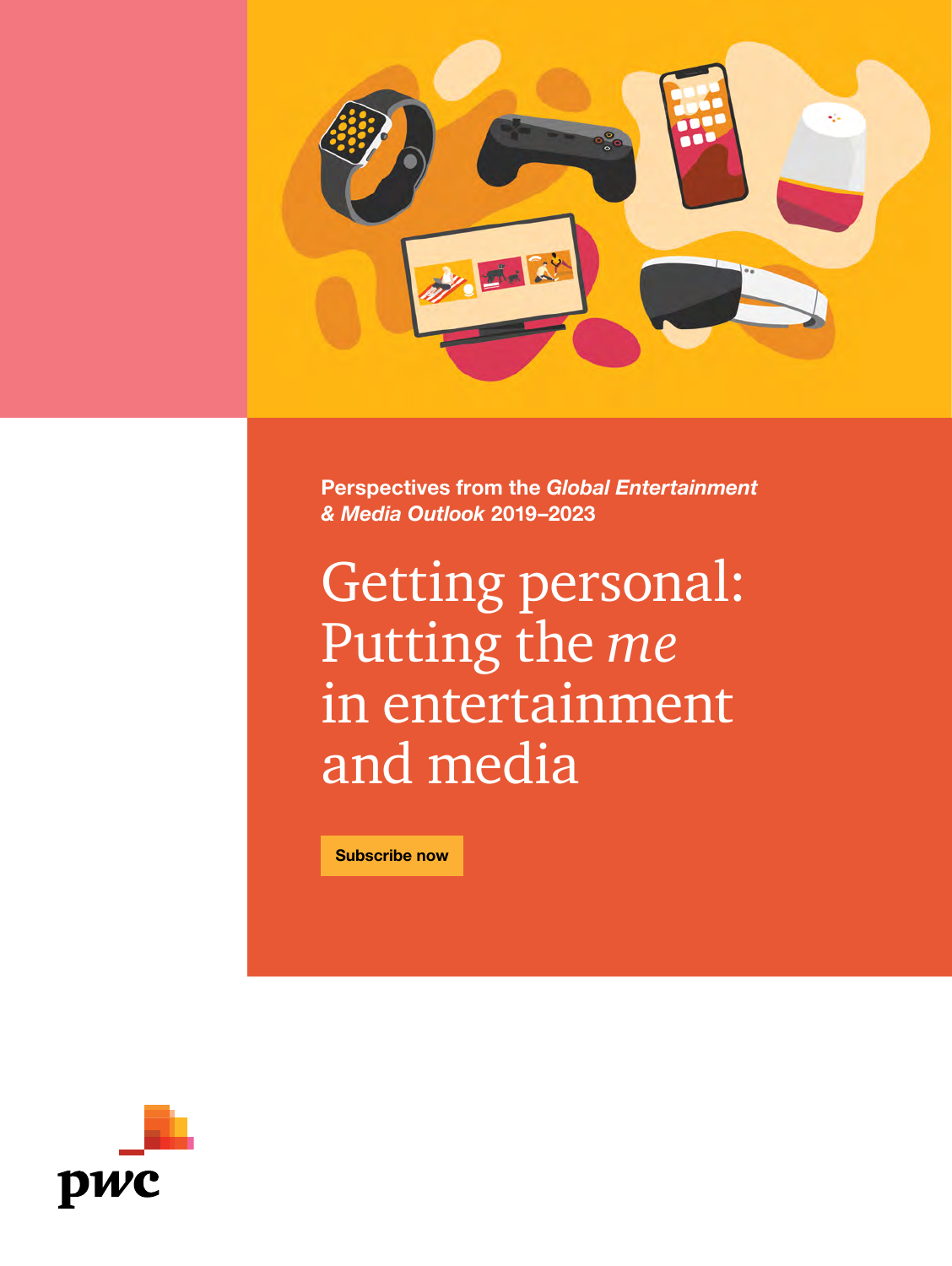**Perspectives from the *Global Entertainment & Media Outlook* 2019–2023**

# Getting personal: Putting the *me* in entertainment and media

**Subscribe now**

pwc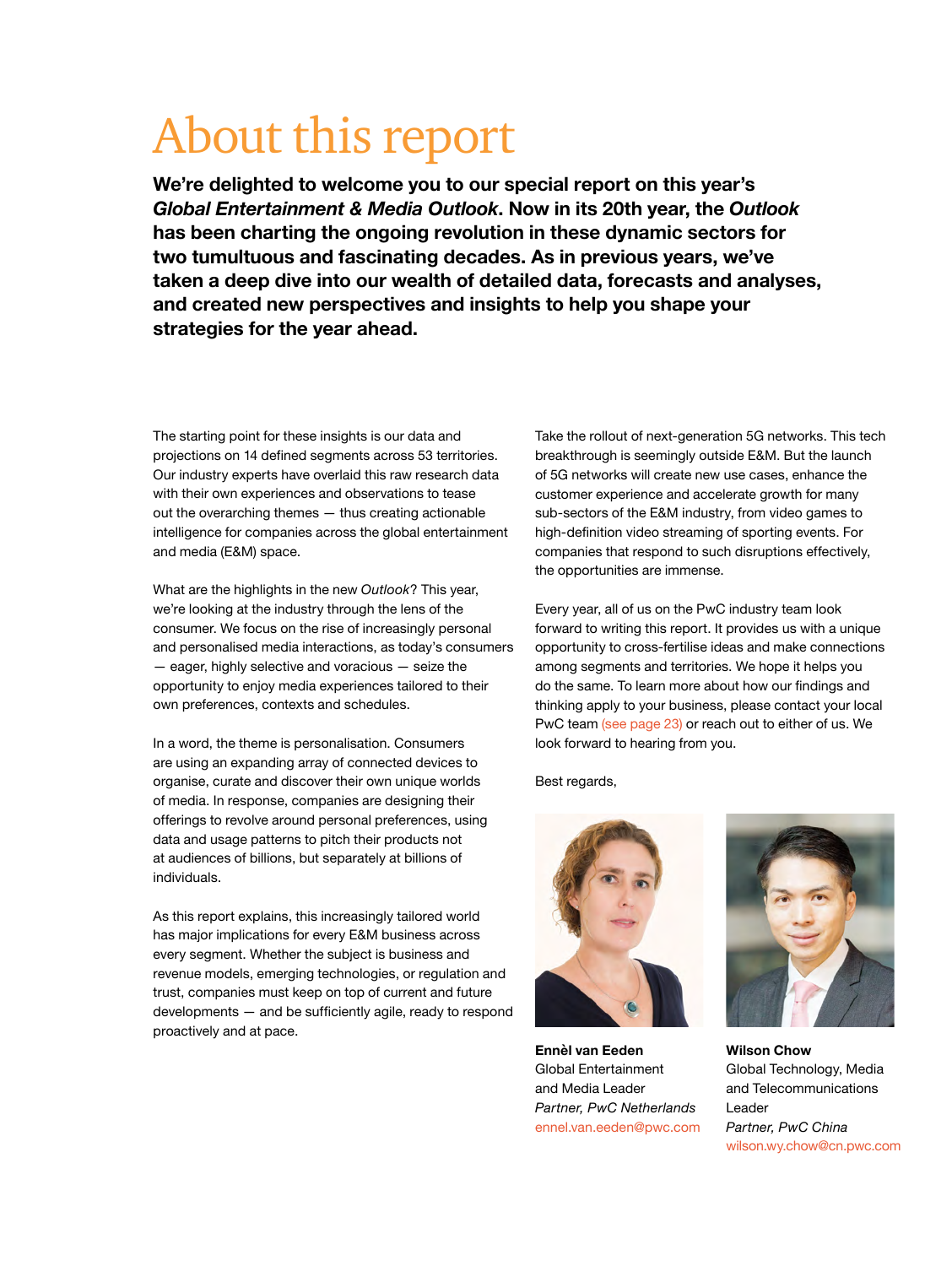# About this report

**We're delighted to welcome you to our special report on this year's *Global Entertainment & Media Outlook*. Now in its 20th year, the *Outlook* has been charting the ongoing revolution in these dynamic sectors for two tumultuous and fascinating decades. As in previous years, we've taken a deep dive into our wealth of detailed data, forecasts and analyses, and created new perspectives and insights to help you shape your strategies for the year ahead.**

The starting point for these insights is our data and projections on 14 defined segments across 53 territories. Our industry experts have overlaid this raw research data with their own experiences and observations to tease out the overarching themes — thus creating actionable intelligence for companies across the global entertainment and media (E&M) space.

What are the highlights in the new *Outlook*? This year, we're looking at the industry through the lens of the consumer. We focus on the rise of increasingly personal and personalised media interactions, as today's consumers — eager, highly selective and voracious — seize the opportunity to enjoy media experiences tailored to their own preferences, contexts and schedules.

In a word, the theme is personalisation. Consumers are using an expanding array of connected devices to organise, curate and discover their own unique worlds of media. In response, companies are designing their offerings to revolve around personal preferences, using data and usage patterns to pitch their products not at audiences of billions, but separately at billions of individuals.

As this report explains, this increasingly tailored world has major implications for every E&M business across every segment. Whether the subject is business and revenue models, emerging technologies, or regulation and trust, companies must keep on top of current and future developments — and be sufficiently agile, ready to respond proactively and at pace.

Take the rollout of next-generation 5G networks. This tech breakthrough is seemingly outside E&M. But the launch of 5G networks will create new use cases, enhance the customer experience and accelerate growth for many sub-sectors of the E&M industry, from video games to high-definition video streaming of sporting events. For companies that respond to such disruptions effectively, the opportunities are immense.

Every year, all of us on the PwC industry team look forward to writing this report. It provides us with a unique opportunity to cross-fertilise ideas and make connections among segments and territories. We hope it helps you do the same. To learn more about how our findings and thinking apply to your business, please contact your local PwC team (see page 23) or reach out to either of us. We look forward to hearing from you.

Best regards,

**Ennèl van Eeden**
Global Entertainment and Media Leader
*Partner, PwC Netherlands*
ennel.van.eeden@pwc.com

**Wilson Chow**
Global Technology, Media and Telecommunications Leader
*Partner, PwC China*
wilson.wy.chow@cn.pwc.com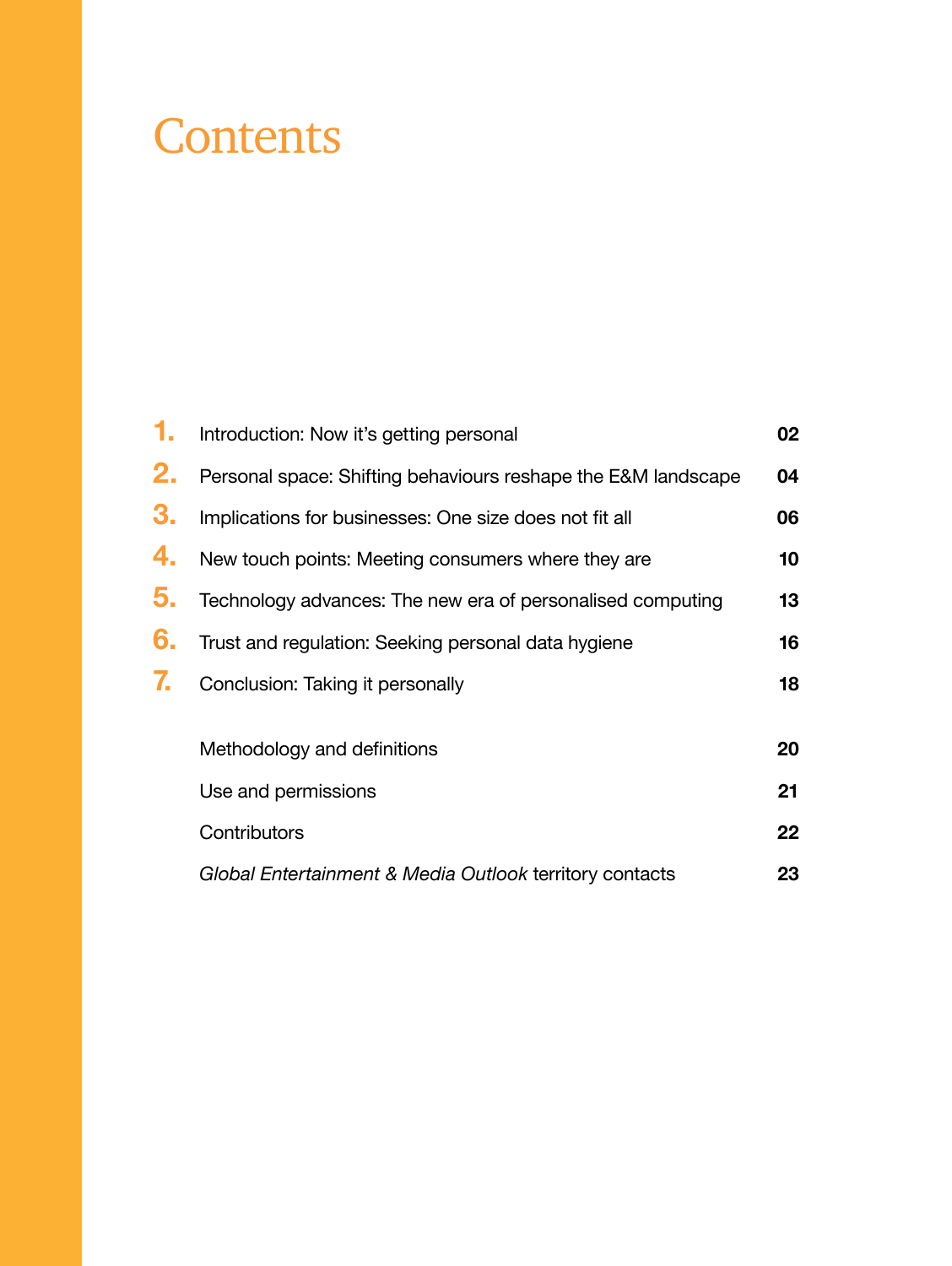# Contents

| | | |
|---|---|---|
| **1.** | Introduction: Now it's getting personal | **02** |
| **2.** | Personal space: Shifting behaviours reshape the E&M landscape | **04** |
| **3.** | Implications for businesses: One size does not fit all | **06** |
| **4.** | New touch points: Meeting consumers where they are | **10** |
| **5.** | Technology advances: The new era of personalised computing | **13** |
| **6.** | Trust and regulation: Seeking personal data hygiene | **16** |
| **7.** | Conclusion: Taking it personally | **18** |
| | Methodology and definitions | **20** |
| | Use and permissions | **21** |
| | Contributors | **22** |
| | *Global Entertainment & Media Outlook* territory contacts | **23** |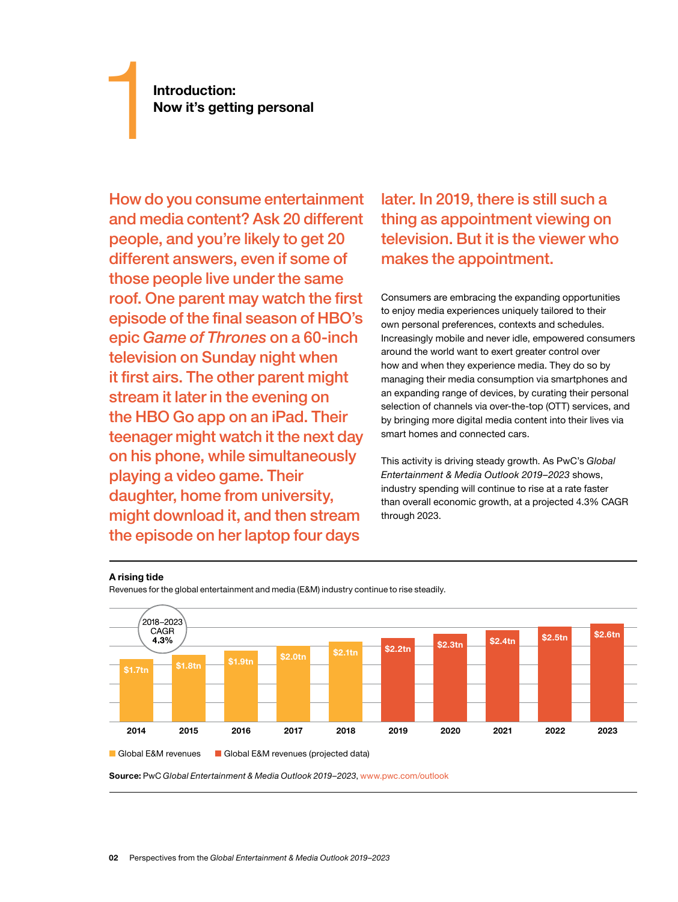# 1 Introduction: Now it's getting personal

**How do you consume entertainment and media content? Ask 20 different people, and you're likely to get 20 different answers, even if some of those people live under the same roof. One parent may watch the first episode of the final season of HBO's epic *Game of Thrones* on a 60-inch television on Sunday night when it first airs. The other parent might stream it later in the evening on the HBO Go app on an iPad. Their teenager might watch it the next day on his phone, while simultaneously playing a video game. Their daughter, home from university, might download it, and then stream the episode on her laptop four days later. In 2019, there is still such a thing as appointment viewing on television. But it is the viewer who makes the appointment.**

Consumers are embracing the expanding opportunities to enjoy media experiences uniquely tailored to their own personal preferences, contexts and schedules. Increasingly mobile and never idle, empowered consumers around the world want to exert greater control over how and when they experience media. They do so by managing their media consumption via smartphones and an expanding range of devices, by curating their personal selection of channels via over-the-top (OTT) services, and by bringing more digital media content into their lives via smart homes and connected cars.

This activity is driving steady growth. As PwC's *Global Entertainment & Media Outlook 2019–2023* shows, industry spending will continue to rise at a rate faster than overall economic growth, at a projected 4.3% CAGR through 2023.

**A rising tide**

Revenues for the global entertainment and media (E&M) industry continue to rise steadily.

2018–2023 CAGR **4.3%**

| Year | Revenue |
|---|---|
| 2014 | $1.7tn |
| 2015 | $1.8tn |
| 2016 | $1.9tn |
| 2017 | $2.0tn |
| 2018 | $2.1tn |
| 2019 | $2.2tn |
| 2020 | $2.3tn |
| 2021 | $2.4tn |
| 2022 | $2.5tn |
| 2023 | $2.6tn |

Global E&M revenues (2014–2018); Global E&M revenues (projected data) (2019–2023)

**Source:** PwC *Global Entertainment & Media Outlook 2019–2023*, www.pwc.com/outlook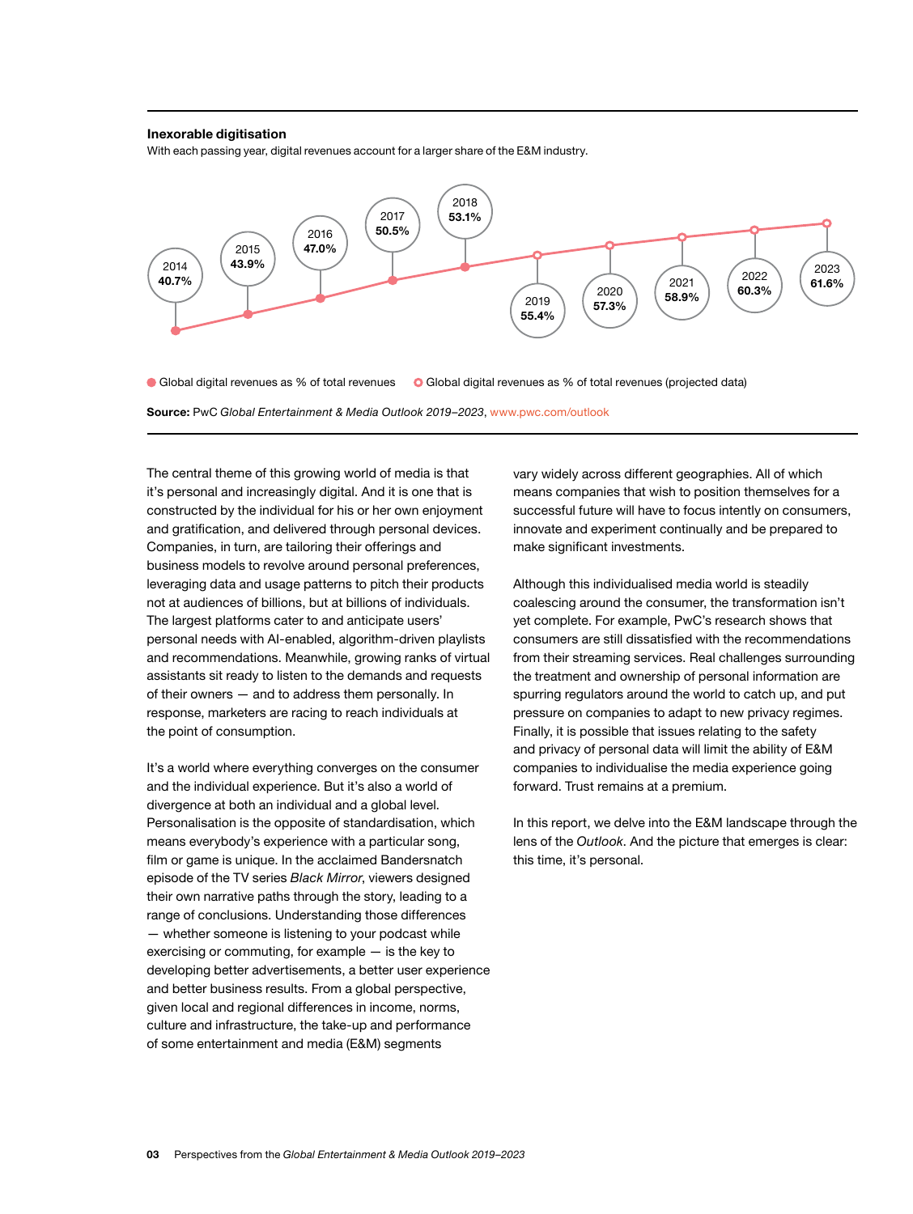**Inexorable digitisation**

With each passing year, digital revenues account for a larger share of the E&M industry.

| Year | Global digital revenues as % of total revenues |
|---|---|
| 2014 | 40.7% |
| 2015 | 43.9% |
| 2016 | 47.0% |
| 2017 | 50.5% |
| 2018 | 53.1% |
| 2019 | 55.4% (projected) |
| 2020 | 57.3% (projected) |
| 2021 | 58.9% (projected) |
| 2022 | 60.3% (projected) |
| 2023 | 61.6% (projected) |

● Global digital revenues as % of total revenues ○ Global digital revenues as % of total revenues (projected data)

**Source:** PwC *Global Entertainment & Media Outlook 2019–2023*, www.pwc.com/outlook

The central theme of this growing world of media is that it's personal and increasingly digital. And it is one that is constructed by the individual for his or her own enjoyment and gratification, and delivered through personal devices. Companies, in turn, are tailoring their offerings and business models to revolve around personal preferences, leveraging data and usage patterns to pitch their products not at audiences of billions, but at billions of individuals. The largest platforms cater to and anticipate users' personal needs with AI-enabled, algorithm-driven playlists and recommendations. Meanwhile, growing ranks of virtual assistants sit ready to listen to the demands and requests of their owners — and to address them personally. In response, marketers are racing to reach individuals at the point of consumption.

It's a world where everything converges on the consumer and the individual experience. But it's also a world of divergence at both an individual and a global level. Personalisation is the opposite of standardisation, which means everybody's experience with a particular song, film or game is unique. In the acclaimed Bandersnatch episode of the TV series *Black Mirror*, viewers designed their own narrative paths through the story, leading to a range of conclusions. Understanding those differences — whether someone is listening to your podcast while exercising or commuting, for example — is the key to developing better advertisements, a better user experience and better business results. From a global perspective, given local and regional differences in income, norms, culture and infrastructure, the take-up and performance of some entertainment and media (E&M) segments vary widely across different geographies. All of which means companies that wish to position themselves for a successful future will have to focus intently on consumers, innovate and experiment continually and be prepared to make significant investments.

Although this individualised media world is steadily coalescing around the consumer, the transformation isn't yet complete. For example, PwC's research shows that consumers are still dissatisfied with the recommendations from their streaming services. Real challenges surrounding the treatment and ownership of personal information are spurring regulators around the world to catch up, and put pressure on companies to adapt to new privacy regimes. Finally, it is possible that issues relating to the safety and privacy of personal data will limit the ability of E&M companies to individualise the media experience going forward. Trust remains at a premium.

In this report, we delve into the E&M landscape through the lens of the *Outlook*. And the picture that emerges is clear: this time, it's personal.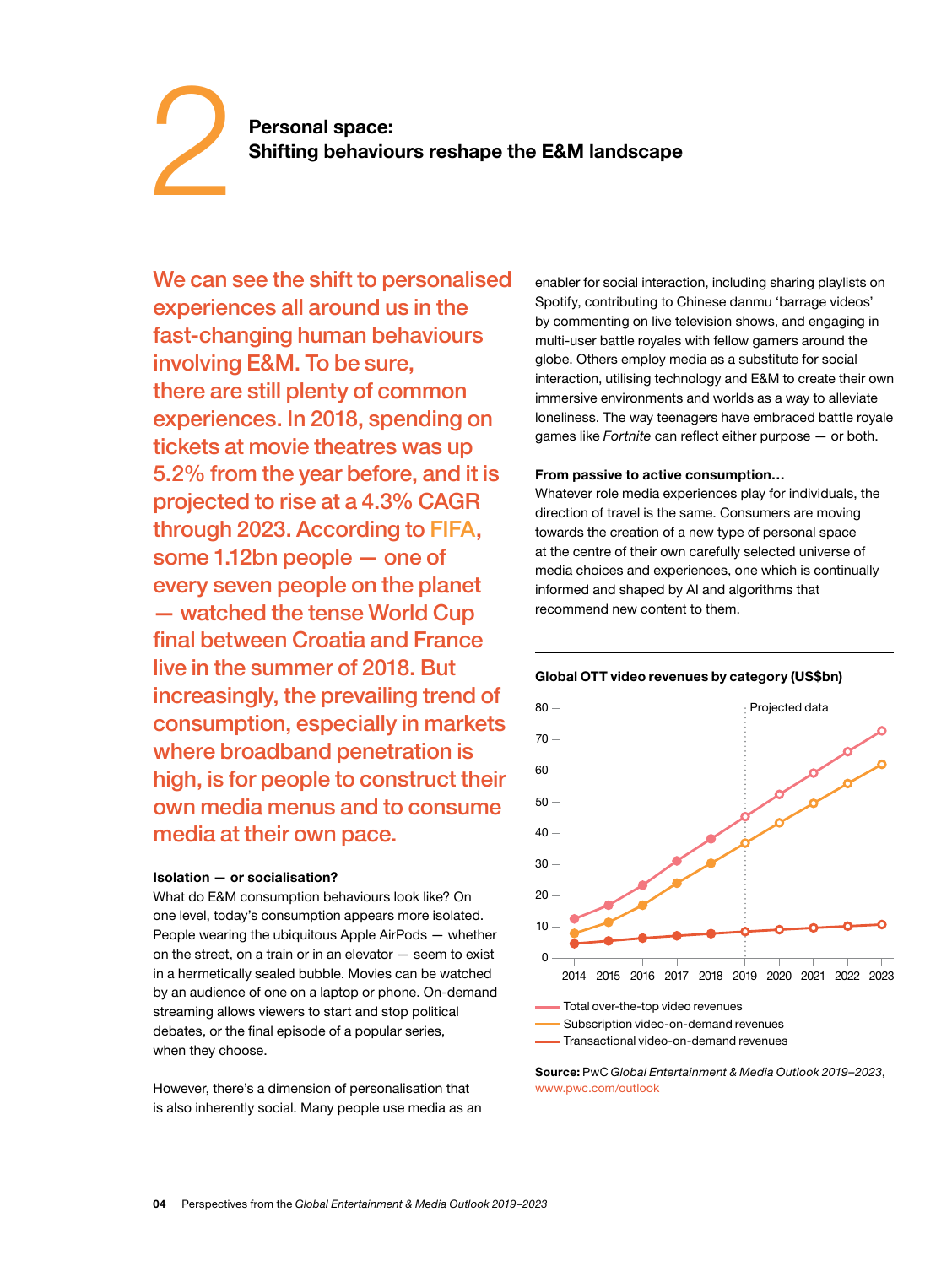# 2 Personal space: Shifting behaviours reshape the E&M landscape

We can see the shift to personalised experiences all around us in the fast-changing human behaviours involving E&M. To be sure, there are still plenty of common experiences. In 2018, spending on tickets at movie theatres was up 5.2% from the year before, and it is projected to rise at a 4.3% CAGR through 2023. According to FIFA, some 1.12bn people — one of every seven people on the planet — watched the tense World Cup final between Croatia and France live in the summer of 2018. But increasingly, the prevailing trend of consumption, especially in markets where broadband penetration is high, is for people to construct their own media menus and to consume media at their own pace.

**Isolation — or socialisation?**

What do E&M consumption behaviours look like? On one level, today's consumption appears more isolated. People wearing the ubiquitous Apple AirPods — whether on the street, on a train or in an elevator — seem to exist in a hermetically sealed bubble. Movies can be watched by an audience of one on a laptop or phone. On-demand streaming allows viewers to start and stop political debates, or the final episode of a popular series, when they choose.

However, there's a dimension of personalisation that is also inherently social. Many people use media as an enabler for social interaction, including sharing playlists on Spotify, contributing to Chinese danmu 'barrage videos' by commenting on live television shows, and engaging in multi-user battle royales with fellow gamers around the globe. Others employ media as a substitute for social interaction, utilising technology and E&M to create their own immersive environments and worlds as a way to alleviate loneliness. The way teenagers have embraced battle royale games like *Fortnite* can reflect either purpose — or both.

**From passive to active consumption…**

Whatever role media experiences play for individuals, the direction of travel is the same. Consumers are moving towards the creation of a new type of personal space at the centre of their own carefully selected universe of media choices and experiences, one which is continually informed and shaped by AI and algorithms that recommend new content to them.

**Global OTT video revenues by category (US$bn)**

Projected data

- Total over-the-top video revenues
- Subscription video-on-demand revenues
- Transactional video-on-demand revenues

**Source:** PwC *Global Entertainment & Media Outlook 2019–2023*, www.pwc.com/outlook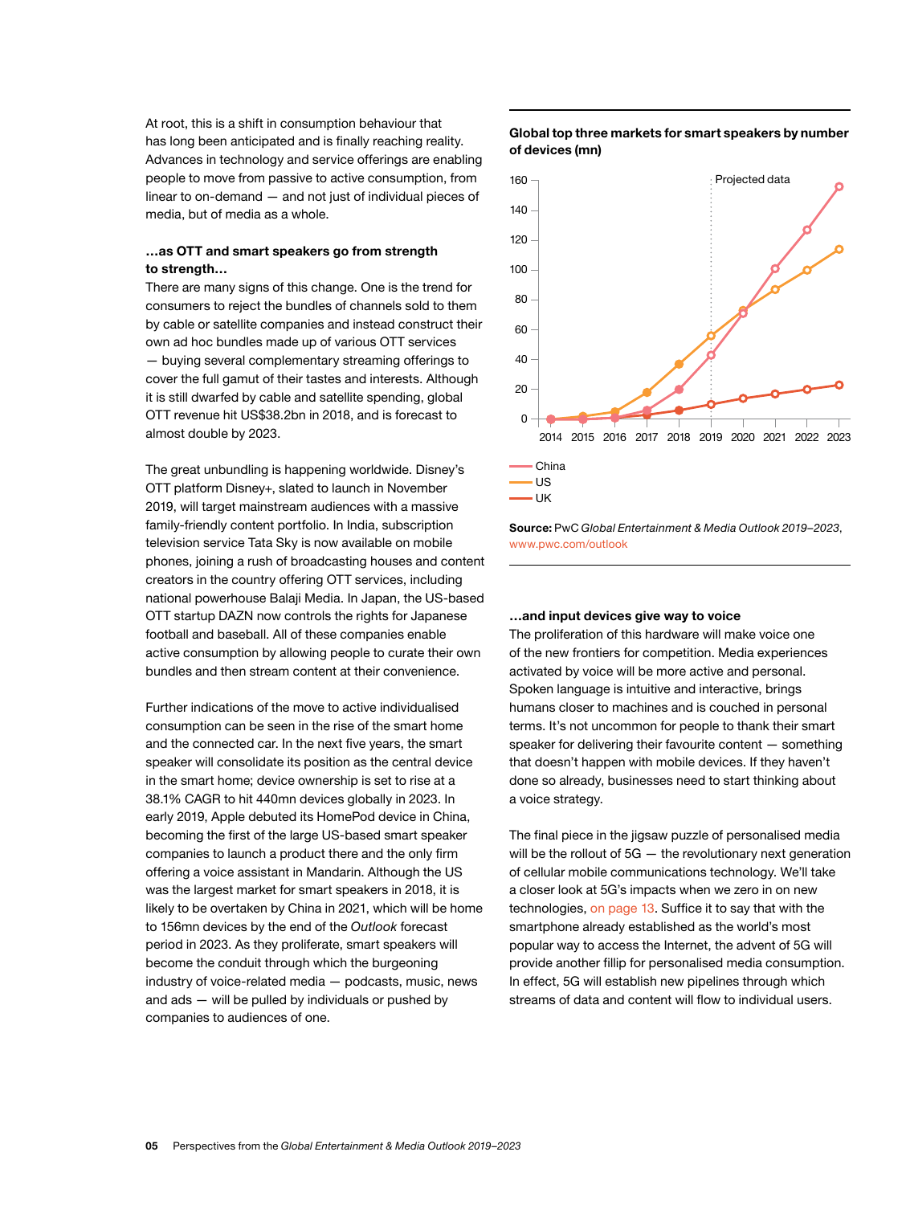At root, this is a shift in consumption behaviour that has long been anticipated and is finally reaching reality. Advances in technology and service offerings are enabling people to move from passive to active consumption, from linear to on-demand — and not just of individual pieces of media, but of media as a whole.

### …as OTT and smart speakers go from strength to strength…

There are many signs of this change. One is the trend for consumers to reject the bundles of channels sold to them by cable or satellite companies and instead construct their own ad hoc bundles made up of various OTT services — buying several complementary streaming offerings to cover the full gamut of their tastes and interests. Although it is still dwarfed by cable and satellite spending, global OTT revenue hit US$38.2bn in 2018, and is forecast to almost double by 2023.

The great unbundling is happening worldwide. Disney's OTT platform Disney+, slated to launch in November 2019, will target mainstream audiences with a massive family-friendly content portfolio. In India, subscription television service Tata Sky is now available on mobile phones, joining a rush of broadcasting houses and content creators in the country offering OTT services, including national powerhouse Balaji Media. In Japan, the US-based OTT startup DAZN now controls the rights for Japanese football and baseball. All of these companies enable active consumption by allowing people to curate their own bundles and then stream content at their convenience.

Further indications of the move to active individualised consumption can be seen in the rise of the smart home and the connected car. In the next five years, the smart speaker will consolidate its position as the central device in the smart home; device ownership is set to rise at a 38.1% CAGR to hit 440mn devices globally in 2023. In early 2019, Apple debuted its HomePod device in China, becoming the first of the large US-based smart speaker companies to launch a product there and the only firm offering a voice assistant in Mandarin. Although the US was the largest market for smart speakers in 2018, it is likely to be overtaken by China in 2021, which will be home to 156mn devices by the end of the *Outlook* forecast period in 2023. As they proliferate, smart speakers will become the conduit through which the burgeoning industry of voice-related media — podcasts, music, news and ads — will be pulled by individuals or pushed by companies to audiences of one.

**Global top three markets for smart speakers by number of devices (mn)**

China, US, UK — 2014–2023 (Projected data from 2019)

**Source:** PwC *Global Entertainment & Media Outlook 2019–2023*, www.pwc.com/outlook

### …and input devices give way to voice

The proliferation of this hardware will make voice one of the new frontiers for competition. Media experiences activated by voice will be more active and personal. Spoken language is intuitive and interactive, brings humans closer to machines and is couched in personal terms. It's not uncommon for people to thank their smart speaker for delivering their favourite content — something that doesn't happen with mobile devices. If they haven't done so already, businesses need to start thinking about a voice strategy.

The final piece in the jigsaw puzzle of personalised media will be the rollout of 5G — the revolutionary next generation of cellular mobile communications technology. We'll take a closer look at 5G's impacts when we zero in on new technologies, on page 13. Suffice it to say that with the smartphone already established as the world's most popular way to access the Internet, the advent of 5G will provide another fillip for personalised media consumption. In effect, 5G will establish new pipelines through which streams of data and content will flow to individual users.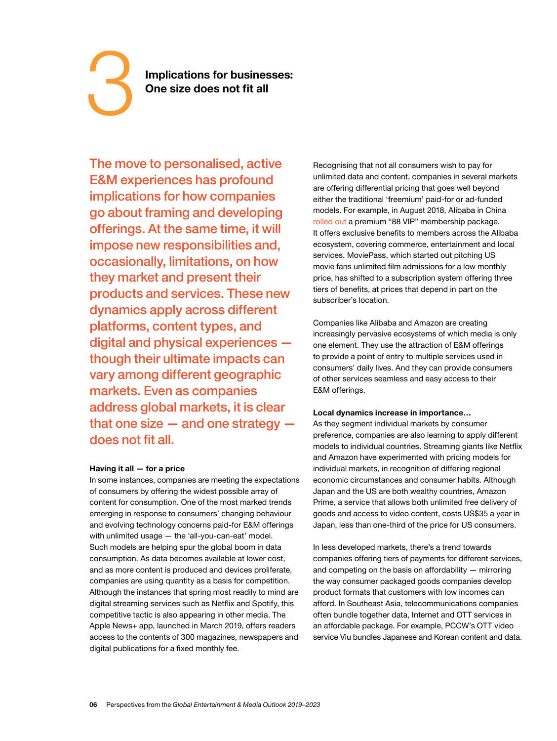# 3 Implications for businesses: One size does not fit all

**The move to personalised, active E&M experiences has profound implications for how companies go about framing and developing offerings. At the same time, it will impose new responsibilities and, occasionally, limitations, on how they market and present their products and services. These new dynamics apply across different platforms, content types, and digital and physical experiences — though their ultimate impacts can vary among different geographic markets. Even as companies address global markets, it is clear that one size — and one strategy — does not fit all.**

### Having it all — for a price

In some instances, companies are meeting the expectations of consumers by offering the widest possible array of content for consumption. One of the most marked trends emerging in response to consumers' changing behaviour and evolving technology concerns paid-for E&M offerings with unlimited usage — the 'all-you-can-eat' model. Such models are helping spur the global boom in data consumption. As data becomes available at lower cost, and as more content is produced and devices proliferate, companies are using quantity as a basis for competition. Although the instances that spring most readily to mind are digital streaming services such as Netflix and Spotify, this competitive tactic is also appearing in other media. The Apple News+ app, launched in March 2019, offers readers access to the contents of 300 magazines, newspapers and digital publications for a fixed monthly fee.

Recognising that not all consumers wish to pay for unlimited data and content, companies in several markets are offering differential pricing that goes well beyond either the traditional 'freemium' paid-for or ad-funded models. For example, in August 2018, Alibaba in China rolled out a premium "88 VIP" membership package. It offers exclusive benefits to members across the Alibaba ecosystem, covering commerce, entertainment and local services. MoviePass, which started out pitching US movie fans unlimited film admissions for a low monthly price, has shifted to a subscription system offering three tiers of benefits, at prices that depend in part on the subscriber's location.

Companies like Alibaba and Amazon are creating increasingly pervasive ecosystems of which media is only one element. They use the attraction of E&M offerings to provide a point of entry to multiple services used in consumers' daily lives. And they can provide consumers of other services seamless and easy access to their E&M offerings.

### Local dynamics increase in importance…

As they segment individual markets by consumer preference, companies are also learning to apply different models to individual countries. Streaming giants like Netflix and Amazon have experimented with pricing models for individual markets, in recognition of differing regional economic circumstances and consumer habits. Although Japan and the US are both wealthy countries, Amazon Prime, a service that allows both unlimited free delivery of goods and access to video content, costs US$35 a year in Japan, less than one-third of the price for US consumers.

In less developed markets, there's a trend towards companies offering tiers of payments for different services, and competing on the basis on affordability — mirroring the way consumer packaged goods companies develop product formats that customers with low incomes can afford. In Southeast Asia, telecommunications companies often bundle together data, Internet and OTT services in an affordable package. For example, PCCW's OTT video service Viu bundles Japanese and Korean content and data.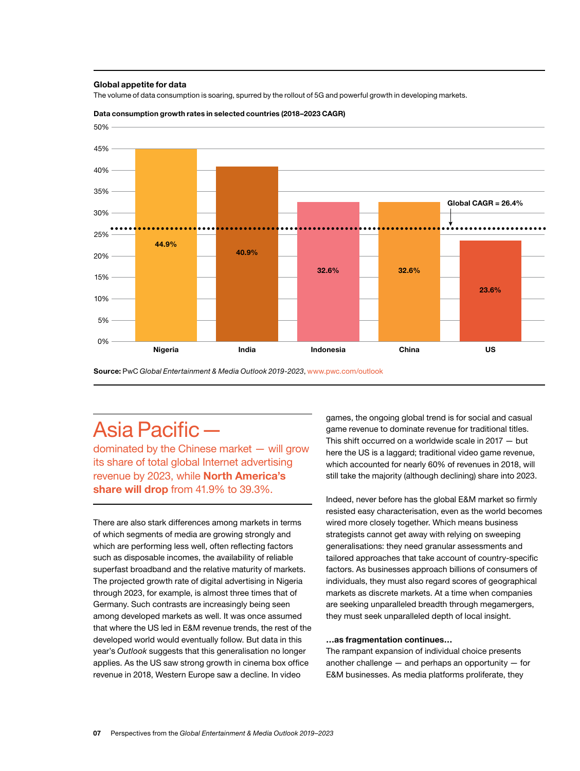**Global appetite for data**

The volume of data consumption is soaring, spurred by the rollout of 5G and powerful growth in developing markets.

**Data consumption growth rates in selected countries (2018–2023 CAGR)**

| Country | CAGR |
| --- | --- |
| Nigeria | 44.9% |
| India | 40.9% |
| Indonesia | 32.6% |
| China | 32.6% |
| US | 23.6% |

Global CAGR = 26.4%

**Source:** PwC *Global Entertainment & Media Outlook 2019-2023*, www.pwc.com/outlook

# Asia Pacific —

dominated by the Chinese market — will grow its share of total global Internet advertising revenue by 2023, while **North America's share will drop** from 41.9% to 39.3%.

There are also stark differences among markets in terms of which segments of media are growing strongly and which are performing less well, often reflecting factors such as disposable incomes, the availability of reliable superfast broadband and the relative maturity of markets. The projected growth rate of digital advertising in Nigeria through 2023, for example, is almost three times that of Germany. Such contrasts are increasingly being seen among developed markets as well. It was once assumed that where the US led in E&M revenue trends, the rest of the developed world would eventually follow. But data in this year's *Outlook* suggests that this generalisation no longer applies. As the US saw strong growth in cinema box office revenue in 2018, Western Europe saw a decline. In video games, the ongoing global trend is for social and casual game revenue to dominate revenue for traditional titles. This shift occurred on a worldwide scale in 2017 — but here the US is a laggard; traditional video game revenue, which accounted for nearly 60% of revenues in 2018, will still take the majority (although declining) share into 2023.

Indeed, never before has the global E&M market so firmly resisted easy characterisation, even as the world becomes wired more closely together. Which means business strategists cannot get away with relying on sweeping generalisations: they need granular assessments and tailored approaches that take account of country-specific factors. As businesses approach billions of consumers of individuals, they must also regard scores of geographical markets as discrete markets. At a time when companies are seeking unparalleled breadth through megamergers, they must seek unparalleled depth of local insight.

**…as fragmentation continues…**

The rampant expansion of individual choice presents another challenge — and perhaps an opportunity — for E&M businesses. As media platforms proliferate, they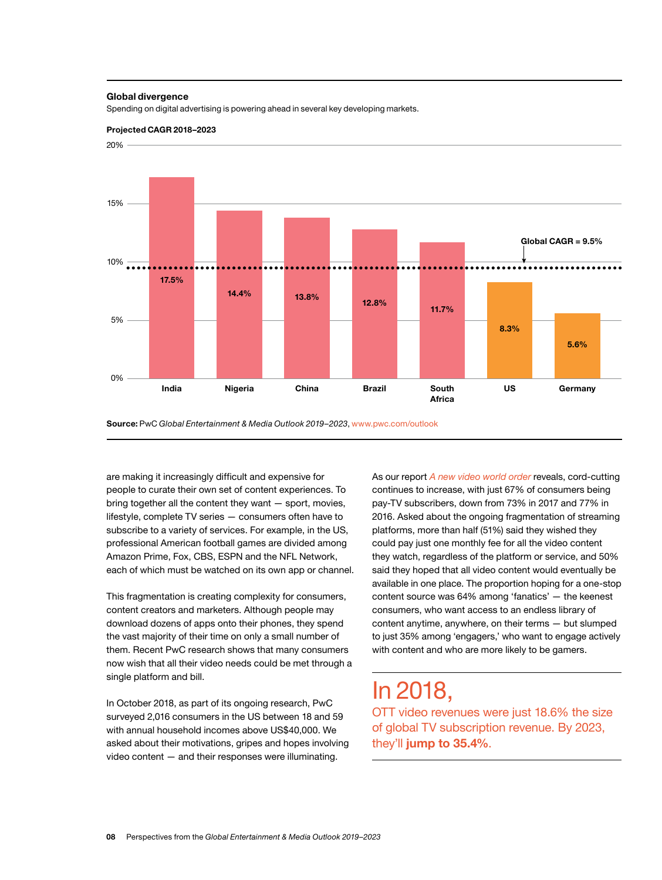### Global divergence

Spending on digital advertising is powering ahead in several key developing markets.

**Projected CAGR 2018–2023**

| Country | Projected CAGR 2018–2023 |
|---|---|
| India | 17.5% |
| Nigeria | 14.4% |
| China | 13.8% |
| Brazil | 12.8% |
| South Africa | 11.7% |
| US | 8.3% |
| Germany | 5.6% |

Global CAGR = 9.5%

**Source:** PwC *Global Entertainment & Media Outlook 2019–2023*, www.pwc.com/outlook

are making it increasingly difficult and expensive for people to curate their own set of content experiences. To bring together all the content they want — sport, movies, lifestyle, complete TV series — consumers often have to subscribe to a variety of services. For example, in the US, professional American football games are divided among Amazon Prime, Fox, CBS, ESPN and the NFL Network, each of which must be watched on its own app or channel.

This fragmentation is creating complexity for consumers, content creators and marketers. Although people may download dozens of apps onto their phones, they spend the vast majority of their time on only a small number of them. Recent PwC research shows that many consumers now wish that all their video needs could be met through a single platform and bill.

In October 2018, as part of its ongoing research, PwC surveyed 2,016 consumers in the US between 18 and 59 with annual household incomes above US$40,000. We asked about their motivations, gripes and hopes involving video content — and their responses were illuminating.

As our report *A new video world order* reveals, cord-cutting continues to increase, with just 67% of consumers being pay-TV subscribers, down from 73% in 2017 and 77% in 2016. Asked about the ongoing fragmentation of streaming platforms, more than half (51%) said they wished they could pay just one monthly fee for all the video content they watch, regardless of the platform or service, and 50% said they hoped that all video content would eventually be available in one place. The proportion hoping for a one-stop content source was 64% among 'fanatics' — the keenest consumers, who want access to an endless library of content anytime, anywhere, on their terms — but slumped to just 35% among 'engagers,' who want to engage actively with content and who are more likely to be gamers.

## In 2018,

OTT video revenues were just 18.6% the size of global TV subscription revenue. By 2023, they'll **jump to 35.4%**.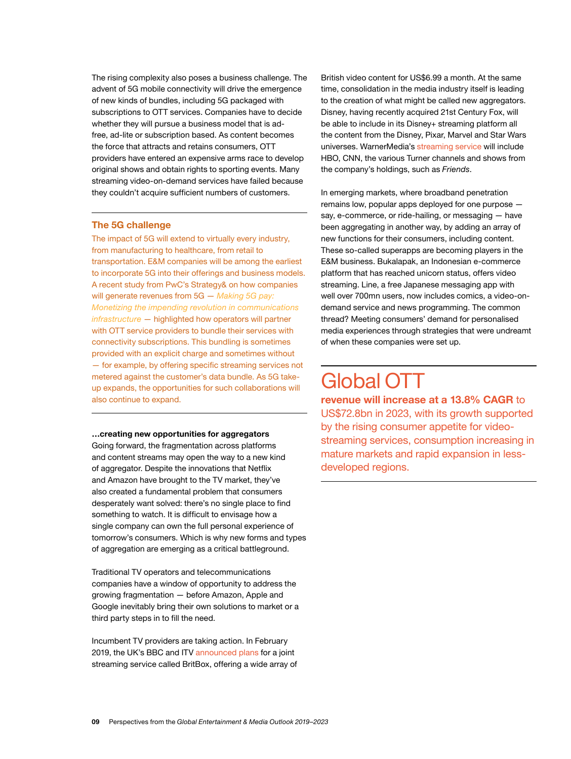The rising complexity also poses a business challenge. The advent of 5G mobile connectivity will drive the emergence of new kinds of bundles, including 5G packaged with subscriptions to OTT services. Companies have to decide whether they will pursue a business model that is ad-free, ad-lite or subscription based. As content becomes the force that attracts and retains consumers, OTT providers have entered an expensive arms race to develop original shows and obtain rights to sporting events. Many streaming video-on-demand services have failed because they couldn't acquire sufficient numbers of customers.

## The 5G challenge

The impact of 5G will extend to virtually every industry, from manufacturing to healthcare, from retail to transportation. E&M companies will be among the earliest to incorporate 5G into their offerings and business models. A recent study from PwC's Strategy& on how companies will generate revenues from 5G — *Making 5G pay: Monetizing the impending revolution in communications infrastructure* — highlighted how operators will partner with OTT service providers to bundle their services with connectivity subscriptions. This bundling is sometimes provided with an explicit charge and sometimes without — for example, by offering specific streaming services not metered against the customer's data bundle. As 5G take-up expands, the opportunities for such collaborations will also continue to expand.

**…creating new opportunities for aggregators**

Going forward, the fragmentation across platforms and content streams may open the way to a new kind of aggregator. Despite the innovations that Netflix and Amazon have brought to the TV market, they've also created a fundamental problem that consumers desperately want solved: there's no single place to find something to watch. It is difficult to envisage how a single company can own the full personal experience of tomorrow's consumers. Which is why new forms and types of aggregation are emerging as a critical battleground.

Traditional TV operators and telecommunications companies have a window of opportunity to address the growing fragmentation — before Amazon, Apple and Google inevitably bring their own solutions to market or a third party steps in to fill the need.

Incumbent TV providers are taking action. In February 2019, the UK's BBC and ITV announced plans for a joint streaming service called BritBox, offering a wide array of British video content for US$6.99 a month. At the same time, consolidation in the media industry itself is leading to the creation of what might be called new aggregators. Disney, having recently acquired 21st Century Fox, will be able to include in its Disney+ streaming platform all the content from the Disney, Pixar, Marvel and Star Wars universes. WarnerMedia's streaming service will include HBO, CNN, the various Turner channels and shows from the company's holdings, such as *Friends*.

In emerging markets, where broadband penetration remains low, popular apps deployed for one purpose — say, e-commerce, or ride-hailing, or messaging — have been aggregating in another way, by adding an array of new functions for their consumers, including content. These so-called superapps are becoming players in the E&M business. Bukalapak, an Indonesian e-commerce platform that has reached unicorn status, offers video streaming. Line, a free Japanese messaging app with well over 700mn users, now includes comics, a video-on-demand service and news programming. The common thread? Meeting consumers' demand for personalised media experiences through strategies that were undreamt of when these companies were set up.

## Global OTT

**revenue will increase at a 13.8% CAGR** to US$72.8bn in 2023, with its growth supported by the rising consumer appetite for video-streaming services, consumption increasing in mature markets and rapid expansion in less-developed regions.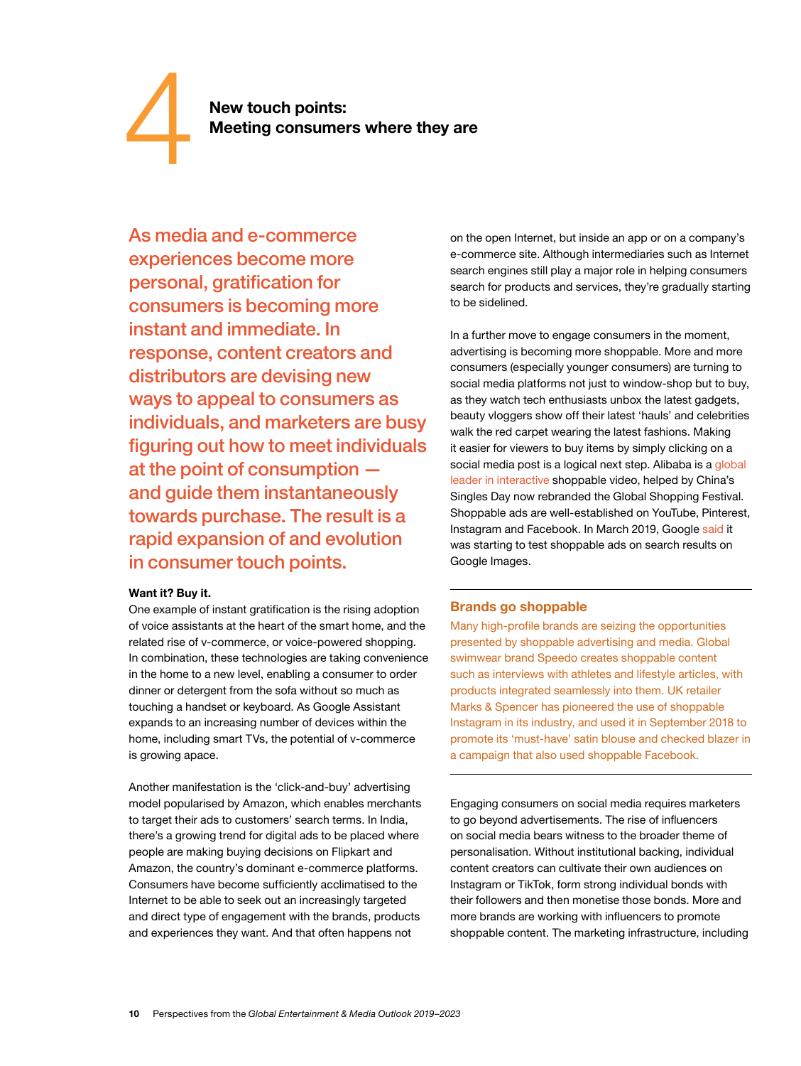# 4 New touch points: Meeting consumers where they are

**As media and e-commerce experiences become more personal, gratification for consumers is becoming more instant and immediate. In response, content creators and distributors are devising new ways to appeal to consumers as individuals, and marketers are busy figuring out how to meet individuals at the point of consumption — and guide them instantaneously towards purchase. The result is a rapid expansion of and evolution in consumer touch points.**

**Want it? Buy it.**

One example of instant gratification is the rising adoption of voice assistants at the heart of the smart home, and the related rise of v-commerce, or voice-powered shopping. In combination, these technologies are taking convenience in the home to a new level, enabling a consumer to order dinner or detergent from the sofa without so much as touching a handset or keyboard. As Google Assistant expands to an increasing number of devices within the home, including smart TVs, the potential of v-commerce is growing apace.

Another manifestation is the 'click-and-buy' advertising model popularised by Amazon, which enables merchants to target their ads to customers' search terms. In India, there's a growing trend for digital ads to be placed where people are making buying decisions on Flipkart and Amazon, the country's dominant e-commerce platforms. Consumers have become sufficiently acclimatised to the Internet to be able to seek out an increasingly targeted and direct type of engagement with the brands, products and experiences they want. And that often happens not on the open Internet, but inside an app or on a company's e-commerce site. Although intermediaries such as Internet search engines still play a major role in helping consumers search for products and services, they're gradually starting to be sidelined.

In a further move to engage consumers in the moment, advertising is becoming more shoppable. More and more consumers (especially younger consumers) are turning to social media platforms not just to window-shop but to buy, as they watch tech enthusiasts unbox the latest gadgets, beauty vloggers show off their latest 'hauls' and celebrities walk the red carpet wearing the latest fashions. Making it easier for viewers to buy items by simply clicking on a social media post is a logical next step. Alibaba is a global leader in interactive shoppable video, helped by China's Singles Day now rebranded the Global Shopping Festival. Shoppable ads are well-established on YouTube, Pinterest, Instagram and Facebook. In March 2019, Google said it was starting to test shoppable ads on search results on Google Images.

### Brands go shoppable

Many high-profile brands are seizing the opportunities presented by shoppable advertising and media. Global swimwear brand Speedo creates shoppable content such as interviews with athletes and lifestyle articles, with products integrated seamlessly into them. UK retailer Marks & Spencer has pioneered the use of shoppable Instagram in its industry, and used it in September 2018 to promote its 'must-have' satin blouse and checked blazer in a campaign that also used shoppable Facebook.

Engaging consumers on social media requires marketers to go beyond advertisements. The rise of influencers on social media bears witness to the broader theme of personalisation. Without institutional backing, individual content creators can cultivate their own audiences on Instagram or TikTok, form strong individual bonds with their followers and then monetise those bonds. More and more brands are working with influencers to promote shoppable content. The marketing infrastructure, including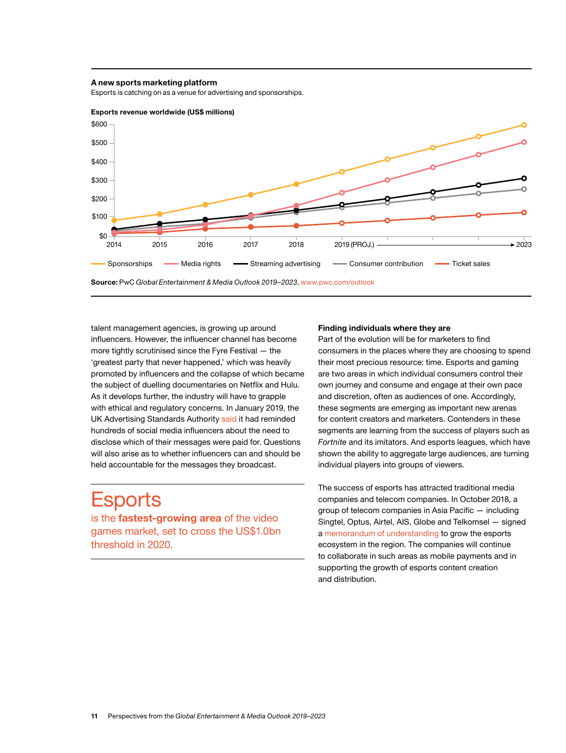**A new sports marketing platform**

Esports is catching on as a venue for advertising and sponsorships.

**Esports revenue worldwide (US$ millions)**

$600
$500
$400
$300
$200
$100
$0

2014 2015 2016 2017 2018 2019 (PROJ.) → 2023

Sponsorships | Media rights | Streaming advertising | Consumer contribution | Ticket sales

**Source:** PwC *Global Entertainment & Media Outlook 2019–2023*, www.pwc.com/outlook

talent management agencies, is growing up around influencers. However, the influencer channel has become more tightly scrutinised since the Fyre Festival — the 'greatest party that never happened,' which was heavily promoted by influencers and the collapse of which became the subject of duelling documentaries on Netflix and Hulu. As it develops further, the industry will have to grapple with ethical and regulatory concerns. In January 2019, the UK Advertising Standards Authority said it had reminded hundreds of social media influencers about the need to disclose which of their messages were paid for. Questions will also arise as to whether influencers can and should be held accountable for the messages they broadcast.

## Esports

is the **fastest-growing area** of the video games market, set to cross the US$1.0bn threshold in 2020.

### Finding individuals where they are

Part of the evolution will be for marketers to find consumers in the places where they are choosing to spend their most precious resource: time. Esports and gaming are two areas in which individual consumers control their own journey and consume and engage at their own pace and discretion, often as audiences of one. Accordingly, these segments are emerging as important new arenas for content creators and marketers. Contenders in these segments are learning from the success of players such as *Fortnite* and its imitators. And esports leagues, which have shown the ability to aggregate large audiences, are turning individual players into groups of viewers.

The success of esports has attracted traditional media companies and telecom companies. In October 2018, a group of telecom companies in Asia Pacific — including Singtel, Optus, Airtel, AIS, Globe and Telkomsel — signed a memorandum of understanding to grow the esports ecosystem in the region. The companies will continue to collaborate in such areas as mobile payments and in supporting the growth of esports content creation and distribution.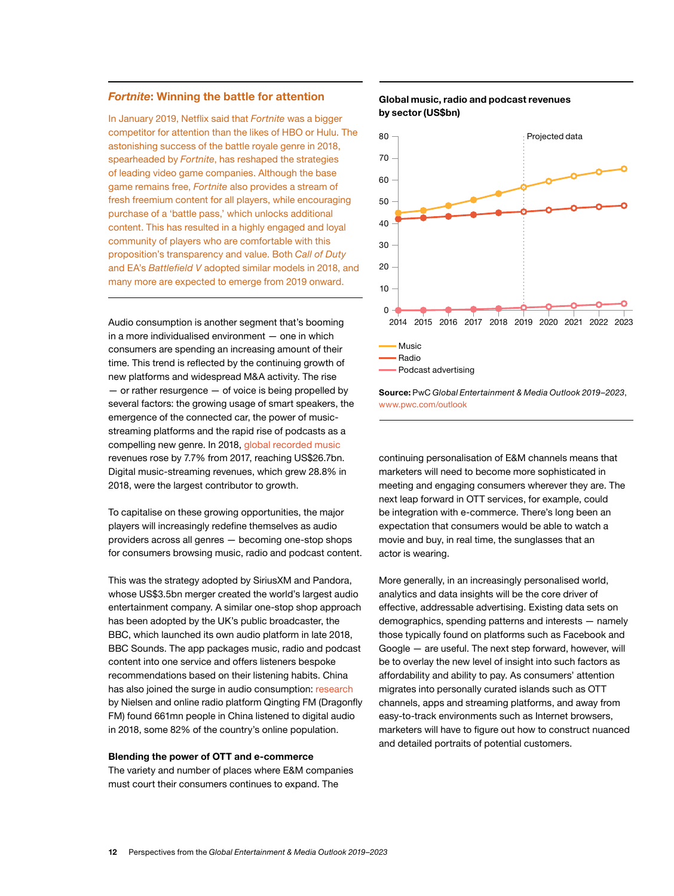## *Fortnite*: Winning the battle for attention

In January 2019, Netflix said that *Fortnite* was a bigger competitor for attention than the likes of HBO or Hulu. The astonishing success of the battle royale genre in 2018, spearheaded by *Fortnite*, has reshaped the strategies of leading video game companies. Although the base game remains free, *Fortnite* also provides a stream of fresh freemium content for all players, while encouraging purchase of a 'battle pass,' which unlocks additional content. This has resulted in a highly engaged and loyal community of players who are comfortable with this proposition's transparency and value. Both *Call of Duty* and EA's *Battlefield V* adopted similar models in 2018, and many more are expected to emerge from 2019 onward.

Audio consumption is another segment that's booming in a more individualised environment — one in which consumers are spending an increasing amount of their time. This trend is reflected by the continuing growth of new platforms and widespread M&A activity. The rise — or rather resurgence — of voice is being propelled by several factors: the growing usage of smart speakers, the emergence of the connected car, the power of music-streaming platforms and the rapid rise of podcasts as a compelling new genre. In 2018, global recorded music revenues rose by 7.7% from 2017, reaching US$26.7bn. Digital music-streaming revenues, which grew 28.8% in 2018, were the largest contributor to growth.

To capitalise on these growing opportunities, the major players will increasingly redefine themselves as audio providers across all genres — becoming one-stop shops for consumers browsing music, radio and podcast content.

This was the strategy adopted by SiriusXM and Pandora, whose US$3.5bn merger created the world's largest audio entertainment company. A similar one-stop shop approach has been adopted by the UK's public broadcaster, the BBC, which launched its own audio platform in late 2018, BBC Sounds. The app packages music, radio and podcast content into one service and offers listeners bespoke recommendations based on their listening habits. China has also joined the surge in audio consumption: research by Nielsen and online radio platform Qingting FM (Dragonfly FM) found 661mn people in China listened to digital audio in 2018, some 82% of the country's online population.

### Blending the power of OTT and e-commerce

The variety and number of places where E&M companies must court their consumers continues to expand. The continuing personalisation of E&M channels means that marketers will need to become more sophisticated in meeting and engaging consumers wherever they are. The next leap forward in OTT services, for example, could be integration with e-commerce. There's long been an expectation that consumers would be able to watch a movie and buy, in real time, the sunglasses that an actor is wearing.

More generally, in an increasingly personalised world, analytics and data insights will be the core driver of effective, addressable advertising. Existing data sets on demographics, spending patterns and interests — namely those typically found on platforms such as Facebook and Google — are useful. The next step forward, however, will be to overlay the new level of insight into such factors as affordability and ability to pay. As consumers' attention migrates into personally curated islands such as OTT channels, apps and streaming platforms, and away from easy-to-track environments such as Internet browsers, marketers will have to figure out how to construct nuanced and detailed portraits of potential customers.

**Global music, radio and podcast revenues by sector (US$bn)**

Chart: line chart, 2014–2023 (2019 onward marked "Projected data"); y-axis 0–80. Series: Music (approx. 45 in 2014 rising to approx. 65 in 2023), Radio (approx. 42 in 2014 rising to approx. 48 in 2023), Podcast advertising (approx. 0 in 2014 rising to approx. 3 in 2023).

**Source:** PwC *Global Entertainment & Media Outlook 2019–2023*, www.pwc.com/outlook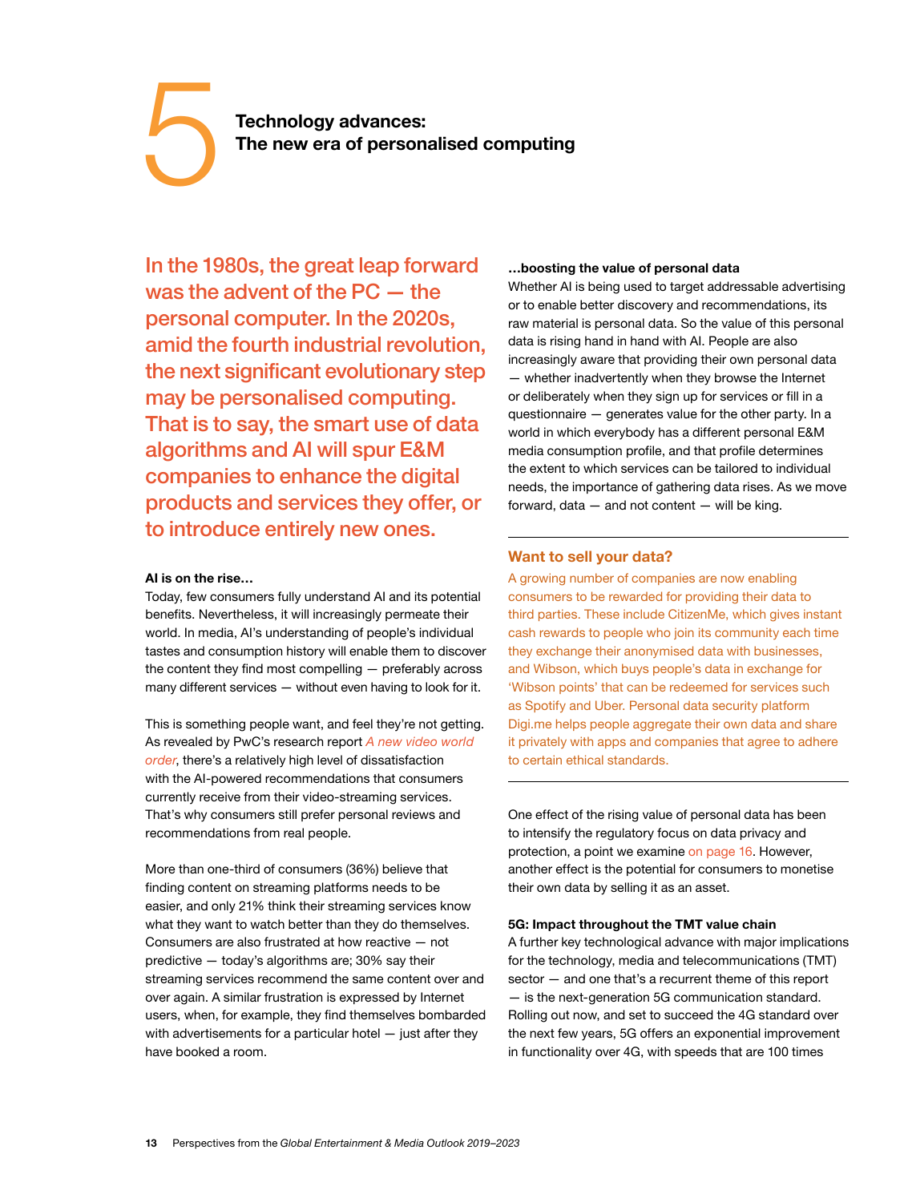# 5 Technology advances: The new era of personalised computing

**In the 1980s, the great leap forward was the advent of the PC — the personal computer. In the 2020s, amid the fourth industrial revolution, the next significant evolutionary step may be personalised computing. That is to say, the smart use of data algorithms and AI will spur E&M companies to enhance the digital products and services they offer, or to introduce entirely new ones.**

**AI is on the rise…**

Today, few consumers fully understand AI and its potential benefits. Nevertheless, it will increasingly permeate their world. In media, AI's understanding of people's individual tastes and consumption history will enable them to discover the content they find most compelling — preferably across many different services — without even having to look for it.

This is something people want, and feel they're not getting. As revealed by PwC's research report *A new video world order*, there's a relatively high level of dissatisfaction with the AI-powered recommendations that consumers currently receive from their video-streaming services. That's why consumers still prefer personal reviews and recommendations from real people.

More than one-third of consumers (36%) believe that finding content on streaming platforms needs to be easier, and only 21% think their streaming services know what they want to watch better than they do themselves. Consumers are also frustrated at how reactive — not predictive — today's algorithms are; 30% say their streaming services recommend the same content over and over again. A similar frustration is expressed by Internet users, when, for example, they find themselves bombarded with advertisements for a particular hotel — just after they have booked a room.

**…boosting the value of personal data**

Whether AI is being used to target addressable advertising or to enable better discovery and recommendations, its raw material is personal data. So the value of this personal data is rising hand in hand with AI. People are also increasingly aware that providing their own personal data — whether inadvertently when they browse the Internet or deliberately when they sign up for services or fill in a questionnaire — generates value for the other party. In a world in which everybody has a different personal E&M media consumption profile, and that profile determines the extent to which services can be tailored to individual needs, the importance of gathering data rises. As we move forward, data — and not content — will be king.

---

### Want to sell your data?

A growing number of companies are now enabling consumers to be rewarded for providing their data to third parties. These include CitizenMe, which gives instant cash rewards to people who join its community each time they exchange their anonymised data with businesses, and Wibson, which buys people's data in exchange for 'Wibson points' that can be redeemed for services such as Spotify and Uber. Personal data security platform Digi.me helps people aggregate their own data and share it privately with apps and companies that agree to adhere to certain ethical standards.

---

One effect of the rising value of personal data has been to intensify the regulatory focus on data privacy and protection, a point we examine on page 16. However, another effect is the potential for consumers to monetise their own data by selling it as an asset.

**5G: Impact throughout the TMT value chain**

A further key technological advance with major implications for the technology, media and telecommunications (TMT) sector — and one that's a recurrent theme of this report — is the next-generation 5G communication standard. Rolling out now, and set to succeed the 4G standard over the next few years, 5G offers an exponential improvement in functionality over 4G, with speeds that are 100 times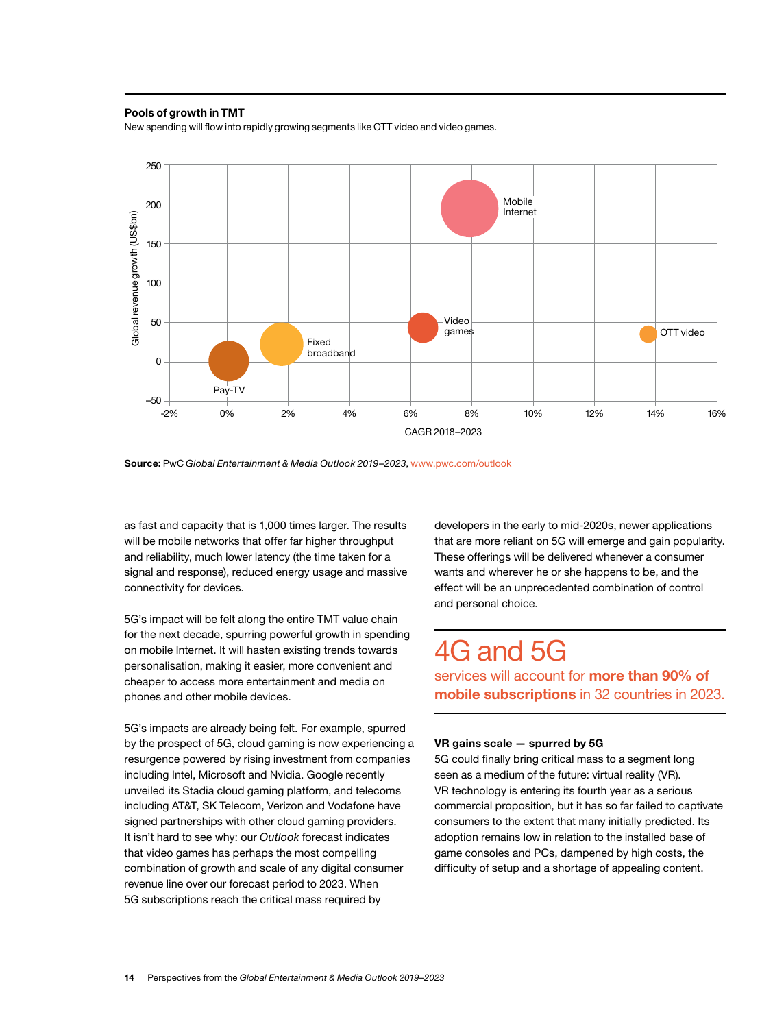**Pools of growth in TMT**

New spending will flow into rapidly growing segments like OTT video and video games.

**Source:** PwC *Global Entertainment & Media Outlook 2019–2023*, www.pwc.com/outlook

as fast and capacity that is 1,000 times larger. The results will be mobile networks that offer far higher throughput and reliability, much lower latency (the time taken for a signal and response), reduced energy usage and massive connectivity for devices.

5G's impact will be felt along the entire TMT value chain for the next decade, spurring powerful growth in spending on mobile Internet. It will hasten existing trends towards personalisation, making it easier, more convenient and cheaper to access more entertainment and media on phones and other mobile devices.

5G's impacts are already being felt. For example, spurred by the prospect of 5G, cloud gaming is now experiencing a resurgence powered by rising investment from companies including Intel, Microsoft and Nvidia. Google recently unveiled its Stadia cloud gaming platform, and telecoms including AT&T, SK Telecom, Verizon and Vodafone have signed partnerships with other cloud gaming providers. It isn't hard to see why: our *Outlook* forecast indicates that video games has perhaps the most compelling combination of growth and scale of any digital consumer revenue line over our forecast period to 2023. When 5G subscriptions reach the critical mass required by developers in the early to mid-2020s, newer applications that are more reliant on 5G will emerge and gain popularity. These offerings will be delivered whenever a consumer wants and wherever he or she happens to be, and the effect will be an unprecedented combination of control and personal choice.

## 4G and 5G

services will account for **more than 90% of mobile subscriptions** in 32 countries in 2023.

### VR gains scale — spurred by 5G

5G could finally bring critical mass to a segment long seen as a medium of the future: virtual reality (VR). VR technology is entering its fourth year as a serious commercial proposition, but it has so far failed to captivate consumers to the extent that many initially predicted. Its adoption remains low in relation to the installed base of game consoles and PCs, dampened by high costs, the difficulty of setup and a shortage of appealing content.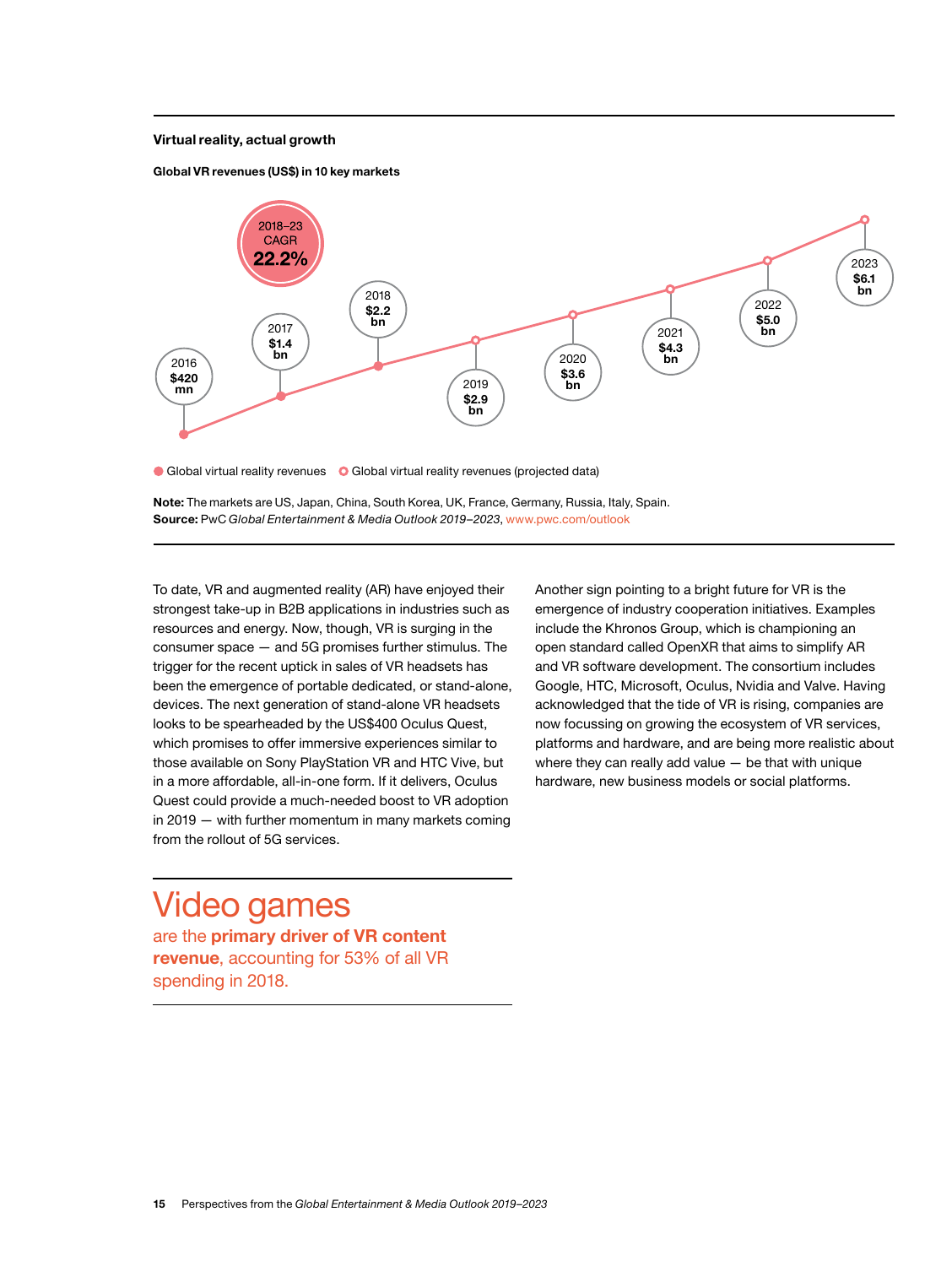### Virtual reality, actual growth

**Global VR revenues (US$) in 10 key markets**

2018–23 CAGR **22.2%**

| Year | Revenue |
|---|---|
| 2016 | $420 mn |
| 2017 | $1.4 bn |
| 2018 | $2.2 bn |
| 2019 | $2.9 bn |
| 2020 | $3.6 bn |
| 2021 | $4.3 bn |
| 2022 | $5.0 bn |
| 2023 | $6.1 bn |

● Global virtual reality revenues ○ Global virtual reality revenues (projected data)

**Note:** The markets are US, Japan, China, South Korea, UK, France, Germany, Russia, Italy, Spain.
**Source:** PwC *Global Entertainment & Media Outlook 2019–2023*, www.pwc.com/outlook

To date, VR and augmented reality (AR) have enjoyed their strongest take-up in B2B applications in industries such as resources and energy. Now, though, VR is surging in the consumer space — and 5G promises further stimulus. The trigger for the recent uptick in sales of VR headsets has been the emergence of portable dedicated, or stand-alone, devices. The next generation of stand-alone VR headsets looks to be spearheaded by the US$400 Oculus Quest, which promises to offer immersive experiences similar to those available on Sony PlayStation VR and HTC Vive, but in a more affordable, all-in-one form. If it delivers, Oculus Quest could provide a much-needed boost to VR adoption in 2019 — with further momentum in many markets coming from the rollout of 5G services.

## Video games

are the **primary driver of VR content revenue**, accounting for 53% of all VR spending in 2018.

Another sign pointing to a bright future for VR is the emergence of industry cooperation initiatives. Examples include the Khronos Group, which is championing an open standard called OpenXR that aims to simplify AR and VR software development. The consortium includes Google, HTC, Microsoft, Oculus, Nvidia and Valve. Having acknowledged that the tide of VR is rising, companies are now focussing on growing the ecosystem of VR services, platforms and hardware, and are being more realistic about where they can really add value — be that with unique hardware, new business models or social platforms.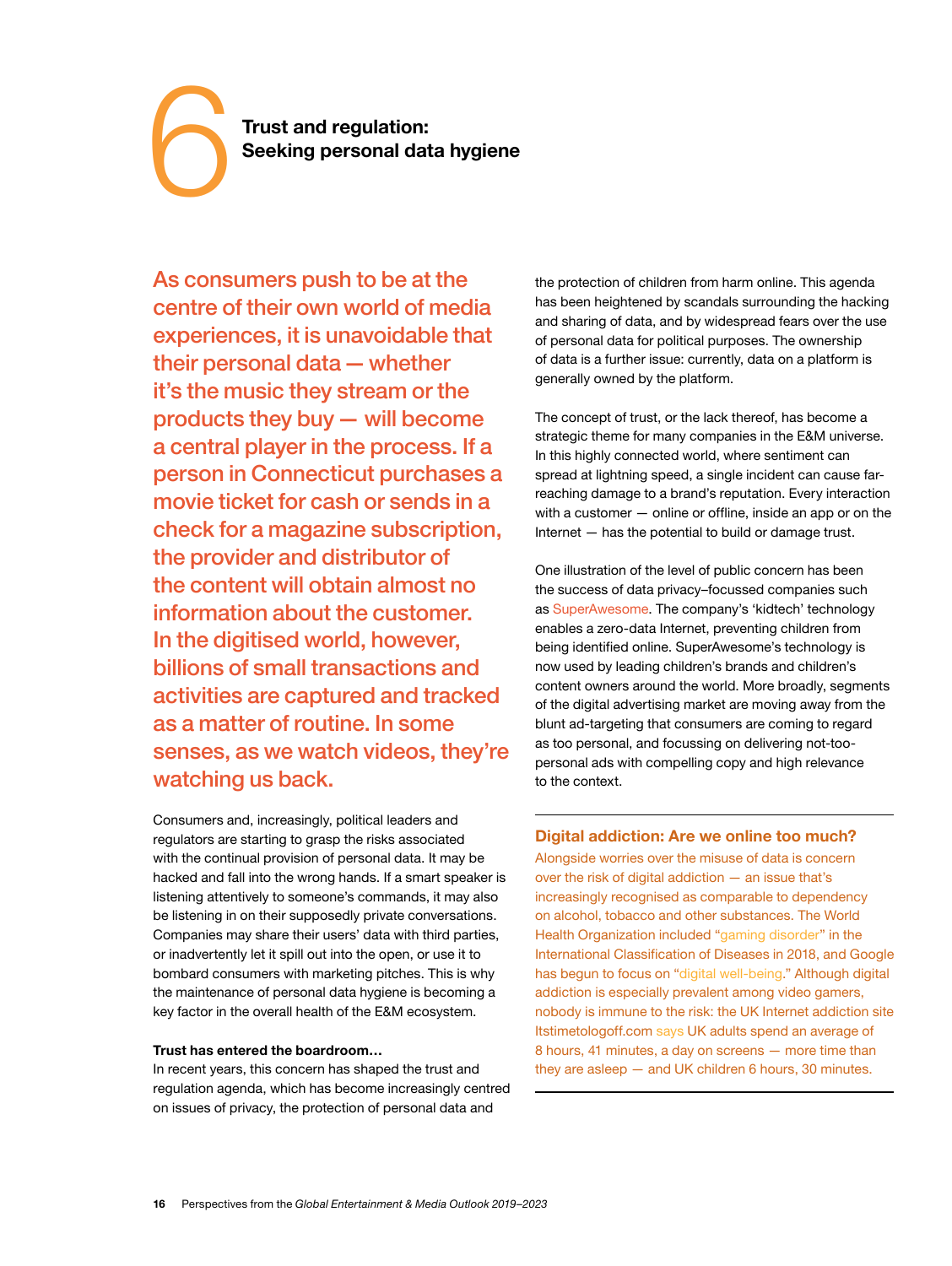# 6 Trust and regulation: Seeking personal data hygiene

**As consumers push to be at the centre of their own world of media experiences, it is unavoidable that their personal data — whether it's the music they stream or the products they buy — will become a central player in the process. If a person in Connecticut purchases a movie ticket for cash or sends in a check for a magazine subscription, the provider and distributor of the content will obtain almost no information about the customer. In the digitised world, however, billions of small transactions and activities are captured and tracked as a matter of routine. In some senses, as we watch videos, they're watching us back.**

Consumers and, increasingly, political leaders and regulators are starting to grasp the risks associated with the continual provision of personal data. It may be hacked and fall into the wrong hands. If a smart speaker is listening attentively to someone's commands, it may also be listening in on their supposedly private conversations. Companies may share their users' data with third parties, or inadvertently let it spill out into the open, or use it to bombard consumers with marketing pitches. This is why the maintenance of personal data hygiene is becoming a key factor in the overall health of the E&M ecosystem.

**Trust has entered the boardroom…**

In recent years, this concern has shaped the trust and regulation agenda, which has become increasingly centred on issues of privacy, the protection of personal data and the protection of children from harm online. This agenda has been heightened by scandals surrounding the hacking and sharing of data, and by widespread fears over the use of personal data for political purposes. The ownership of data is a further issue: currently, data on a platform is generally owned by the platform.

The concept of trust, or the lack thereof, has become a strategic theme for many companies in the E&M universe. In this highly connected world, where sentiment can spread at lightning speed, a single incident can cause far-reaching damage to a brand's reputation. Every interaction with a customer — online or offline, inside an app or on the Internet — has the potential to build or damage trust.

One illustration of the level of public concern has been the success of data privacy–focussed companies such as SuperAwesome. The company's 'kidtech' technology enables a zero-data Internet, preventing children from being identified online. SuperAwesome's technology is now used by leading children's brands and children's content owners around the world. More broadly, segments of the digital advertising market are moving away from the blunt ad-targeting that consumers are coming to regard as too personal, and focussing on delivering not-too-personal ads with compelling copy and high relevance to the context.

---

### Digital addiction: Are we online too much?

Alongside worries over the misuse of data is concern over the risk of digital addiction — an issue that's increasingly recognised as comparable to dependency on alcohol, tobacco and other substances. The World Health Organization included "gaming disorder" in the International Classification of Diseases in 2018, and Google has begun to focus on "digital well-being." Although digital addiction is especially prevalent among video gamers, nobody is immune to the risk: the UK Internet addiction site Itstimetologoff.com says UK adults spend an average of 8 hours, 41 minutes, a day on screens — more time than they are asleep — and UK children 6 hours, 30 minutes.

---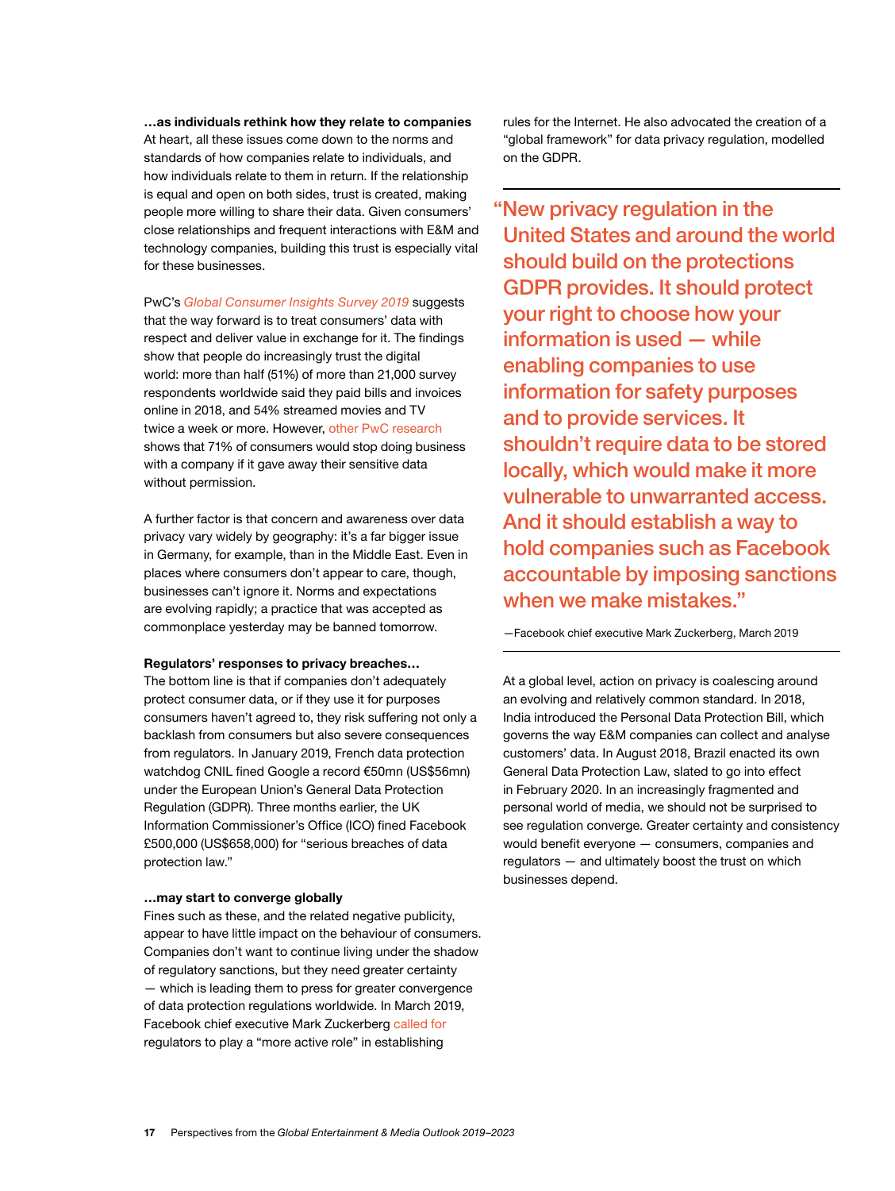**…as individuals rethink how they relate to companies**

At heart, all these issues come down to the norms and standards of how companies relate to individuals, and how individuals relate to them in return. If the relationship is equal and open on both sides, trust is created, making people more willing to share their data. Given consumers' close relationships and frequent interactions with E&M and technology companies, building this trust is especially vital for these businesses.

PwC's *Global Consumer Insights Survey 2019* suggests that the way forward is to treat consumers' data with respect and deliver value in exchange for it. The findings show that people do increasingly trust the digital world: more than half (51%) of more than 21,000 survey respondents worldwide said they paid bills and invoices online in 2018, and 54% streamed movies and TV twice a week or more. However, other PwC research shows that 71% of consumers would stop doing business with a company if it gave away their sensitive data without permission.

A further factor is that concern and awareness over data privacy vary widely by geography: it's a far bigger issue in Germany, for example, than in the Middle East. Even in places where consumers don't appear to care, though, businesses can't ignore it. Norms and expectations are evolving rapidly; a practice that was accepted as commonplace yesterday may be banned tomorrow.

**Regulators' responses to privacy breaches…**

The bottom line is that if companies don't adequately protect consumer data, or if they use it for purposes consumers haven't agreed to, they risk suffering not only a backlash from consumers but also severe consequences from regulators. In January 2019, French data protection watchdog CNIL fined Google a record €50mn (US$56mn) under the European Union's General Data Protection Regulation (GDPR). Three months earlier, the UK Information Commissioner's Office (ICO) fined Facebook £500,000 (US$658,000) for "serious breaches of data protection law."

**…may start to converge globally**

Fines such as these, and the related negative publicity, appear to have little impact on the behaviour of consumers. Companies don't want to continue living under the shadow of regulatory sanctions, but they need greater certainty — which is leading them to press for greater convergence of data protection regulations worldwide. In March 2019, Facebook chief executive Mark Zuckerberg called for regulators to play a "more active role" in establishing rules for the Internet. He also advocated the creation of a "global framework" for data privacy regulation, modelled on the GDPR.

> "New privacy regulation in the United States and around the world should build on the protections GDPR provides. It should protect your right to choose how your information is used — while enabling companies to use information for safety purposes and to provide services. It shouldn't require data to be stored locally, which would make it more vulnerable to unwarranted access. And it should establish a way to hold companies such as Facebook accountable by imposing sanctions when we make mistakes."
>
> —Facebook chief executive Mark Zuckerberg, March 2019

At a global level, action on privacy is coalescing around an evolving and relatively common standard. In 2018, India introduced the Personal Data Protection Bill, which governs the way E&M companies can collect and analyse customers' data. In August 2018, Brazil enacted its own General Data Protection Law, slated to go into effect in February 2020. In an increasingly fragmented and personal world of media, we should not be surprised to see regulation converge. Greater certainty and consistency would benefit everyone — consumers, companies and regulators — and ultimately boost the trust on which businesses depend.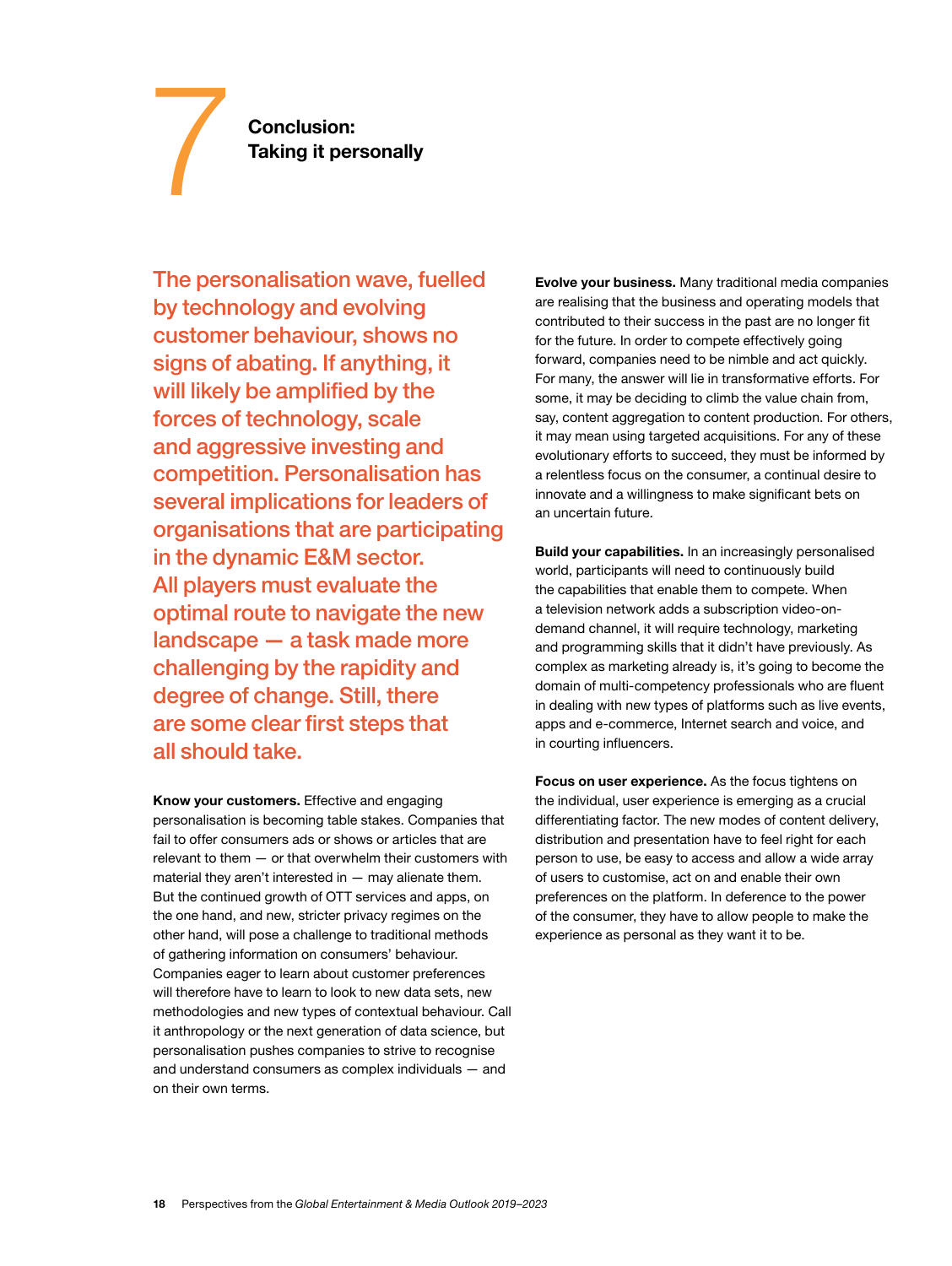# 7 Conclusion: Taking it personally

The personalisation wave, fuelled by technology and evolving customer behaviour, shows no signs of abating. If anything, it will likely be amplified by the forces of technology, scale and aggressive investing and competition. Personalisation has several implications for leaders of organisations that are participating in the dynamic E&M sector. All players must evaluate the optimal route to navigate the new landscape — a task made more challenging by the rapidity and degree of change. Still, there are some clear first steps that all should take.

**Know your customers.** Effective and engaging personalisation is becoming table stakes. Companies that fail to offer consumers ads or shows or articles that are relevant to them — or that overwhelm their customers with material they aren't interested in — may alienate them. But the continued growth of OTT services and apps, on the one hand, and new, stricter privacy regimes on the other hand, will pose a challenge to traditional methods of gathering information on consumers' behaviour. Companies eager to learn about customer preferences will therefore have to learn to look to new data sets, new methodologies and new types of contextual behaviour. Call it anthropology or the next generation of data science, but personalisation pushes companies to strive to recognise and understand consumers as complex individuals — and on their own terms.

**Evolve your business.** Many traditional media companies are realising that the business and operating models that contributed to their success in the past are no longer fit for the future. In order to compete effectively going forward, companies need to be nimble and act quickly. For many, the answer will lie in transformative efforts. For some, it may be deciding to climb the value chain from, say, content aggregation to content production. For others, it may mean using targeted acquisitions. For any of these evolutionary efforts to succeed, they must be informed by a relentless focus on the consumer, a continual desire to innovate and a willingness to make significant bets on an uncertain future.

**Build your capabilities.** In an increasingly personalised world, participants will need to continuously build the capabilities that enable them to compete. When a television network adds a subscription video-on-demand channel, it will require technology, marketing and programming skills that it didn't have previously. As complex as marketing already is, it's going to become the domain of multi-competency professionals who are fluent in dealing with new types of platforms such as live events, apps and e-commerce, Internet search and voice, and in courting influencers.

**Focus on user experience.** As the focus tightens on the individual, user experience is emerging as a crucial differentiating factor. The new modes of content delivery, distribution and presentation have to feel right for each person to use, be easy to access and allow a wide array of users to customise, act on and enable their own preferences on the platform. In deference to the power of the consumer, they have to allow people to make the experience as personal as they want it to be.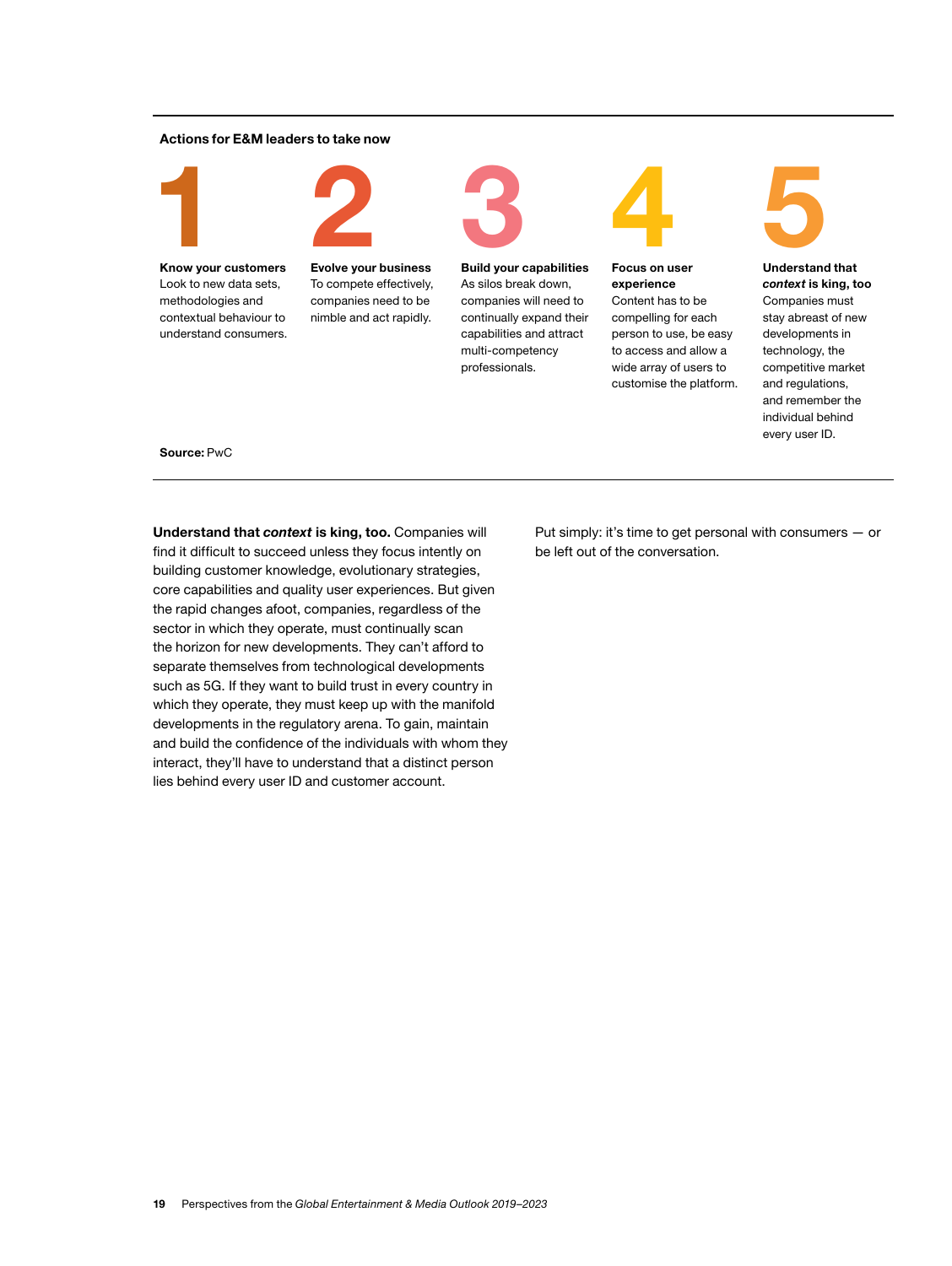**Actions for E&M leaders to take now**

**1**

**Know your customers**
Look to new data sets, methodologies and contextual behaviour to understand consumers.

**2**

**Evolve your business**
To compete effectively, companies need to be nimble and act rapidly.

**3**

**Build your capabilities**
As silos break down, companies will need to continually expand their capabilities and attract multi-competency professionals.

**4**

**Focus on user experience**
Content has to be compelling for each person to use, be easy to access and allow a wide array of users to customise the platform.

**5**

**Understand that *context* is king, too**
Companies must stay abreast of new developments in technology, the competitive market and regulations, and remember the individual behind every user ID.

**Source:** PwC

**Understand that *context* is king, too.** Companies will find it difficult to succeed unless they focus intently on building customer knowledge, evolutionary strategies, core capabilities and quality user experiences. But given the rapid changes afoot, companies, regardless of the sector in which they operate, must continually scan the horizon for new developments. They can't afford to separate themselves from technological developments such as 5G. If they want to build trust in every country in which they operate, they must keep up with the manifold developments in the regulatory arena. To gain, maintain and build the confidence of the individuals with whom they interact, they'll have to understand that a distinct person lies behind every user ID and customer account.

Put simply: it's time to get personal with consumers — or be left out of the conversation.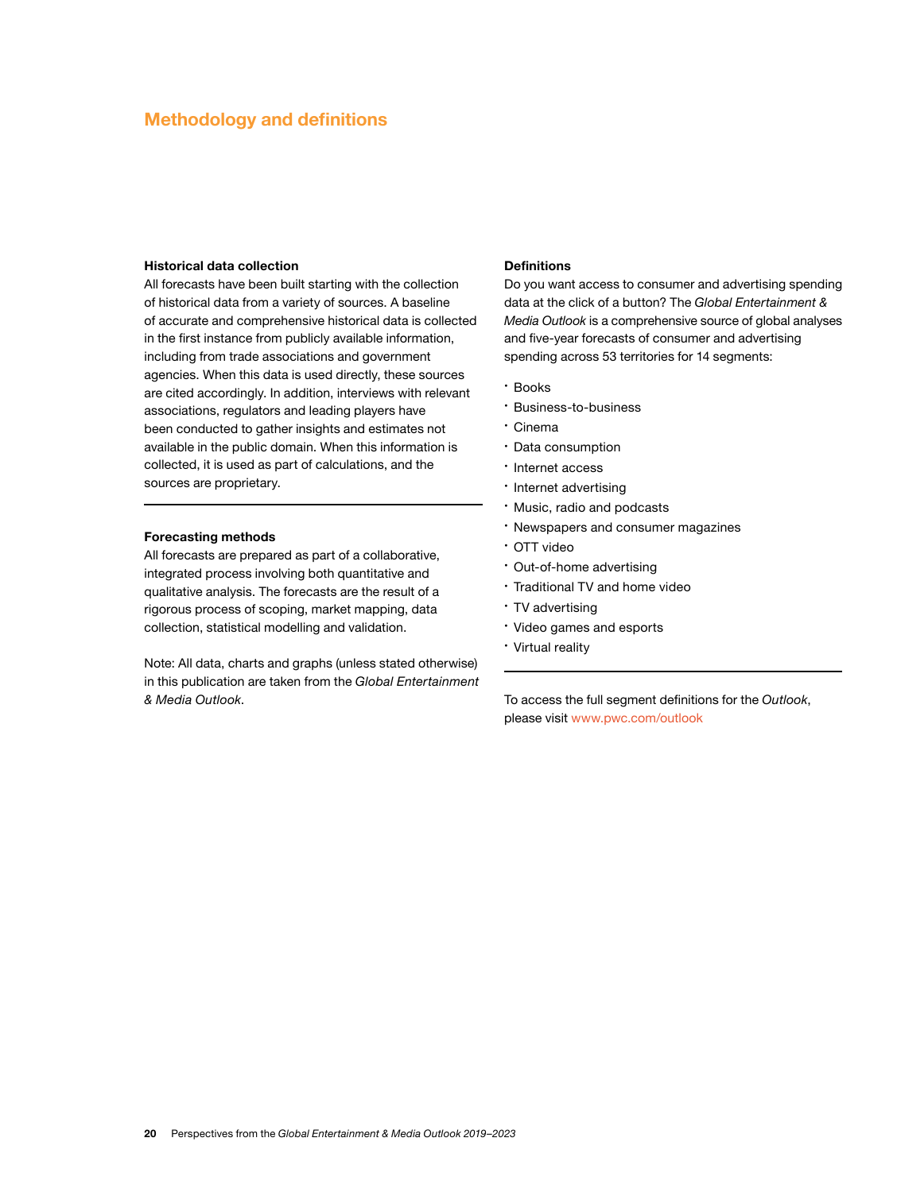# Methodology and definitions

### Historical data collection

All forecasts have been built starting with the collection of historical data from a variety of sources. A baseline of accurate and comprehensive historical data is collected in the first instance from publicly available information, including from trade associations and government agencies. When this data is used directly, these sources are cited accordingly. In addition, interviews with relevant associations, regulators and leading players have been conducted to gather insights and estimates not available in the public domain. When this information is collected, it is used as part of calculations, and the sources are proprietary.

### Forecasting methods

All forecasts are prepared as part of a collaborative, integrated process involving both quantitative and qualitative analysis. The forecasts are the result of a rigorous process of scoping, market mapping, data collection, statistical modelling and validation.

Note: All data, charts and graphs (unless stated otherwise) in this publication are taken from the *Global Entertainment & Media Outlook*.

### Definitions

Do you want access to consumer and advertising spending data at the click of a button? The *Global Entertainment & Media Outlook* is a comprehensive source of global analyses and five-year forecasts of consumer and advertising spending across 53 territories for 14 segments:

- Books
- Business-to-business
- Cinema
- Data consumption
- Internet access
- Internet advertising
- Music, radio and podcasts
- Newspapers and consumer magazines
- OTT video
- Out-of-home advertising
- Traditional TV and home video
- TV advertising
- Video games and esports
- Virtual reality

To access the full segment definitions for the *Outlook*, please visit www.pwc.com/outlook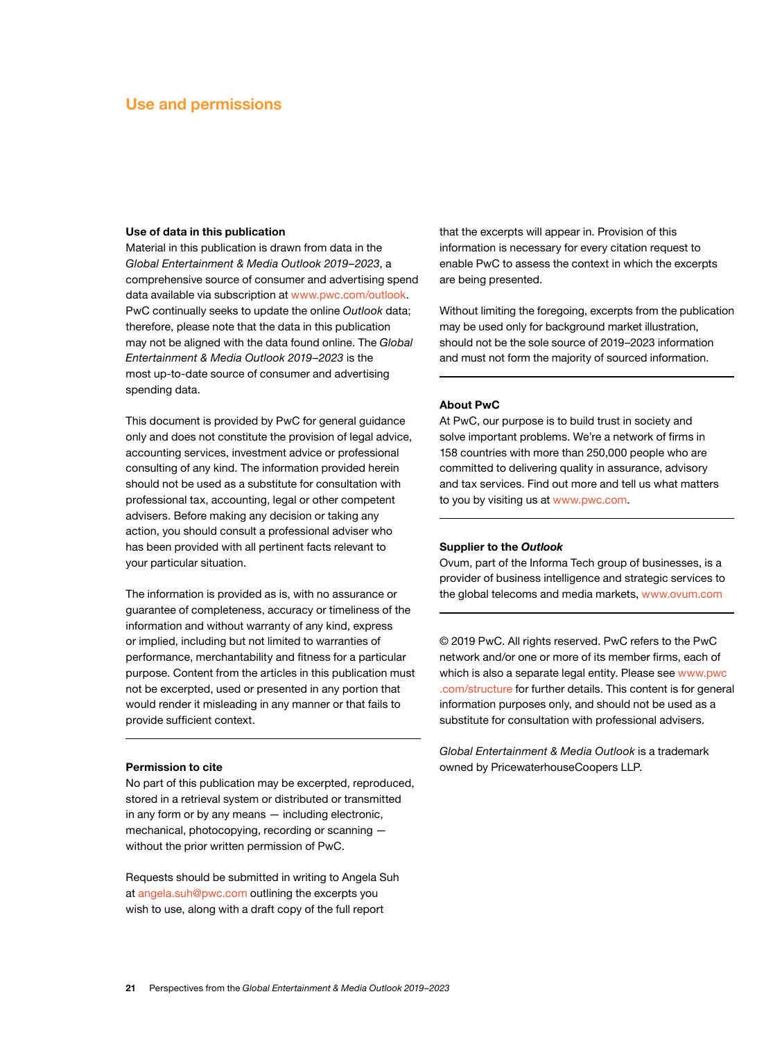## Use and permissions

**Use of data in this publication**

Material in this publication is drawn from data in the *Global Entertainment & Media Outlook 2019–2023*, a comprehensive source of consumer and advertising spend data available via subscription at www.pwc.com/outlook. PwC continually seeks to update the online *Outlook* data; therefore, please note that the data in this publication may not be aligned with the data found online. The *Global Entertainment & Media Outlook 2019–2023* is the most up-to-date source of consumer and advertising spending data.

This document is provided by PwC for general guidance only and does not constitute the provision of legal advice, accounting services, investment advice or professional consulting of any kind. The information provided herein should not be used as a substitute for consultation with professional tax, accounting, legal or other competent advisers. Before making any decision or taking any action, you should consult a professional adviser who has been provided with all pertinent facts relevant to your particular situation.

The information is provided as is, with no assurance or guarantee of completeness, accuracy or timeliness of the information and without warranty of any kind, express or implied, including but not limited to warranties of performance, merchantability and fitness for a particular purpose. Content from the articles in this publication must not be excerpted, used or presented in any portion that would render it misleading in any manner or that fails to provide sufficient context.

**Permission to cite**

No part of this publication may be excerpted, reproduced, stored in a retrieval system or distributed or transmitted in any form or by any means — including electronic, mechanical, photocopying, recording or scanning — without the prior written permission of PwC.

Requests should be submitted in writing to Angela Suh at angela.suh@pwc.com outlining the excerpts you wish to use, along with a draft copy of the full report that the excerpts will appear in. Provision of this information is necessary for every citation request to enable PwC to assess the context in which the excerpts are being presented.

Without limiting the foregoing, excerpts from the publication may be used only for background market illustration, should not be the sole source of 2019–2023 information and must not form the majority of sourced information.

**About PwC**

At PwC, our purpose is to build trust in society and solve important problems. We're a network of firms in 158 countries with more than 250,000 people who are committed to delivering quality in assurance, advisory and tax services. Find out more and tell us what matters to you by visiting us at www.pwc.com.

**Supplier to the *Outlook***

Ovum, part of the Informa Tech group of businesses, is a provider of business intelligence and strategic services to the global telecoms and media markets, www.ovum.com

© 2019 PwC. All rights reserved. PwC refers to the PwC network and/or one or more of its member firms, each of which is also a separate legal entity. Please see www.pwc.com/structure for further details. This content is for general information purposes only, and should not be used as a substitute for consultation with professional advisers.

*Global Entertainment & Media Outlook* is a trademark owned by PricewaterhouseCoopers LLP.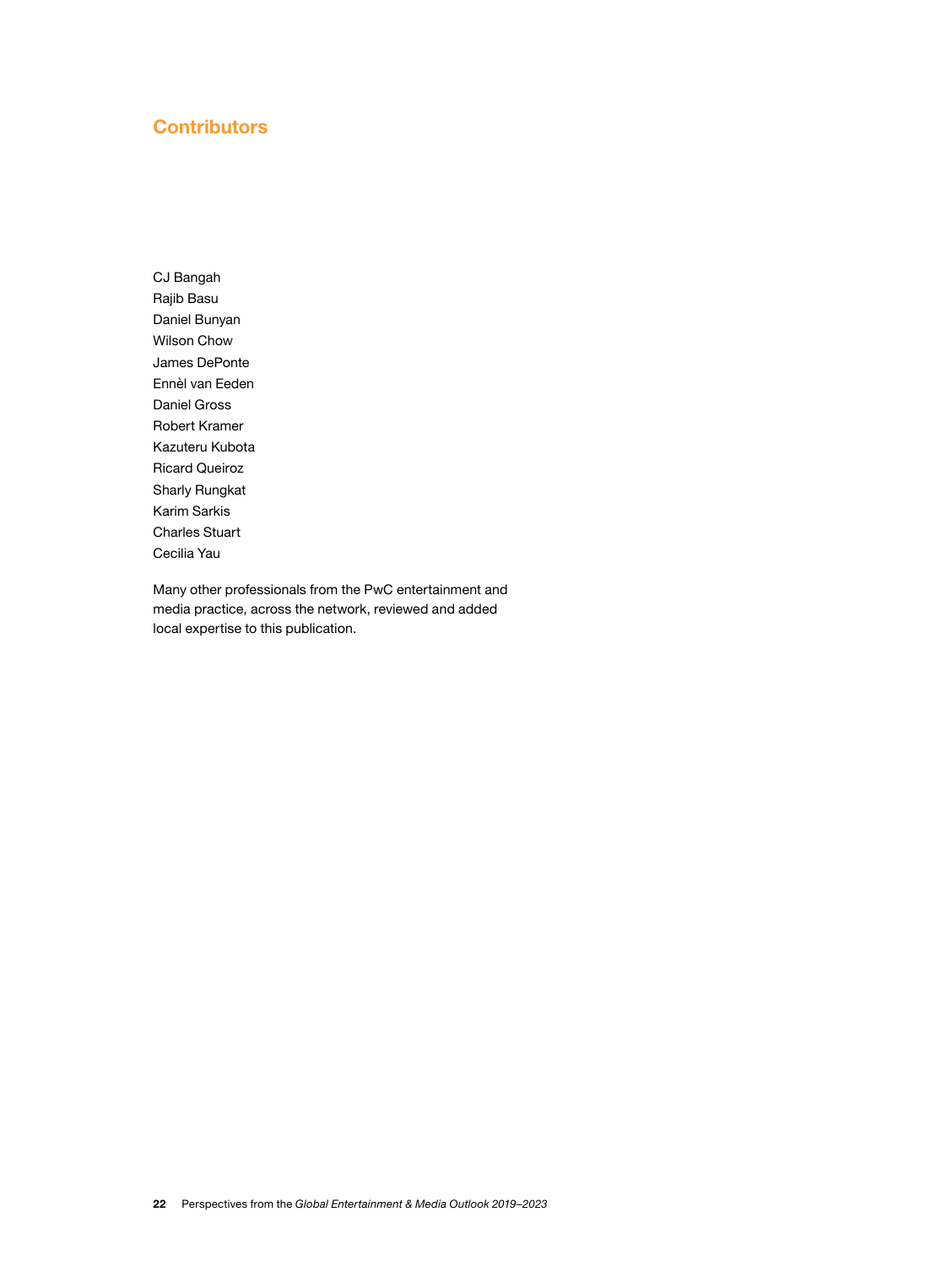## Contributors

CJ Bangah
Rajib Basu
Daniel Bunyan
Wilson Chow
James DePonte
Ennèl van Eeden
Daniel Gross
Robert Kramer
Kazuteru Kubota
Ricard Queiroz
Sharly Rungkat
Karim Sarkis
Charles Stuart
Cecilia Yau

Many other professionals from the PwC entertainment and media practice, across the network, reviewed and added local expertise to this publication.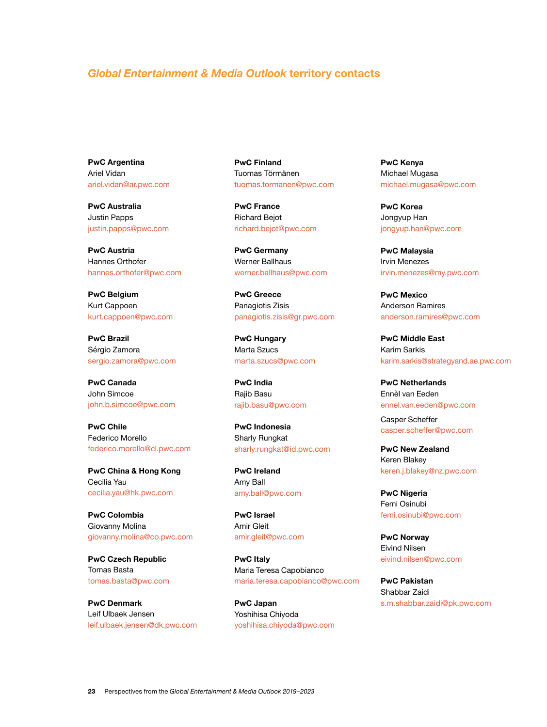## *Global Entertainment & Media Outlook* territory contacts

**PwC Argentina**
Ariel Vidan
ariel.vidan@ar.pwc.com

**PwC Australia**
Justin Papps
justin.papps@pwc.com

**PwC Austria**
Hannes Orthofer
hannes.orthofer@pwc.com

**PwC Belgium**
Kurt Cappoen
kurt.cappoen@pwc.com

**PwC Brazil**
Sérgio Zamora
sergio.zamora@pwc.com

**PwC Canada**
John Simcoe
john.b.simcoe@pwc.com

**PwC Chile**
Federico Morello
federico.morello@cl.pwc.com

**PwC China & Hong Kong**
Cecilia Yau
cecilia.yau@hk.pwc.com

**PwC Colombia**
Giovanny Molina
giovanny.molina@co.pwc.com

**PwC Czech Republic**
Tomas Basta
tomas.basta@pwc.com

**PwC Denmark**
Leif Ulbaek Jensen
leif.ulbaek.jensen@dk.pwc.com

**PwC Finland**
Tuomas Törmänen
tuomas.tormanen@pwc.com

**PwC France**
Richard Bejot
richard.bejot@pwc.com

**PwC Germany**
Werner Ballhaus
werner.ballhaus@pwc.com

**PwC Greece**
Panagiotis Zisis
panagiotis.zisis@gr.pwc.com

**PwC Hungary**
Marta Szucs
marta.szucs@pwc.com

**PwC India**
Rajib Basu
rajib.basu@pwc.com

**PwC Indonesia**
Sharly Rungkat
sharly.rungkat@id.pwc.com

**PwC Ireland**
Amy Ball
amy.ball@pwc.com

**PwC Israel**
Amir Gleit
amir.gleit@pwc.com

**PwC Italy**
Maria Teresa Capobianco
maria.teresa.capobianco@pwc.com

**PwC Japan**
Yoshihisa Chiyoda
yoshihisa.chiyoda@pwc.com

**PwC Kenya**
Michael Mugasa
michael.mugasa@pwc.com

**PwC Korea**
Jongyup Han
jongyup.han@pwc.com

**PwC Malaysia**
Irvin Menezes
irvin.menezes@my.pwc.com

**PwC Mexico**
Anderson Ramires
anderson.ramires@pwc.com

**PwC Middle East**
Karim Sarkis
karim.sarkis@strategyand.ae.pwc.com

**PwC Netherlands**
Ennèl van Eeden
ennel.van.eeden@pwc.com

Casper Scheffer
casper.scheffer@pwc.com

**PwC New Zealand**
Keren Blakey
keren.j.blakey@nz.pwc.com

**PwC Nigeria**
Femi Osinubi
femi.osinubi@pwc.com

**PwC Norway**
Eivind Nilsen
eivind.nilsen@pwc.com

**PwC Pakistan**
Shabbar Zaidi
s.m.shabbar.zaidi@pk.pwc.com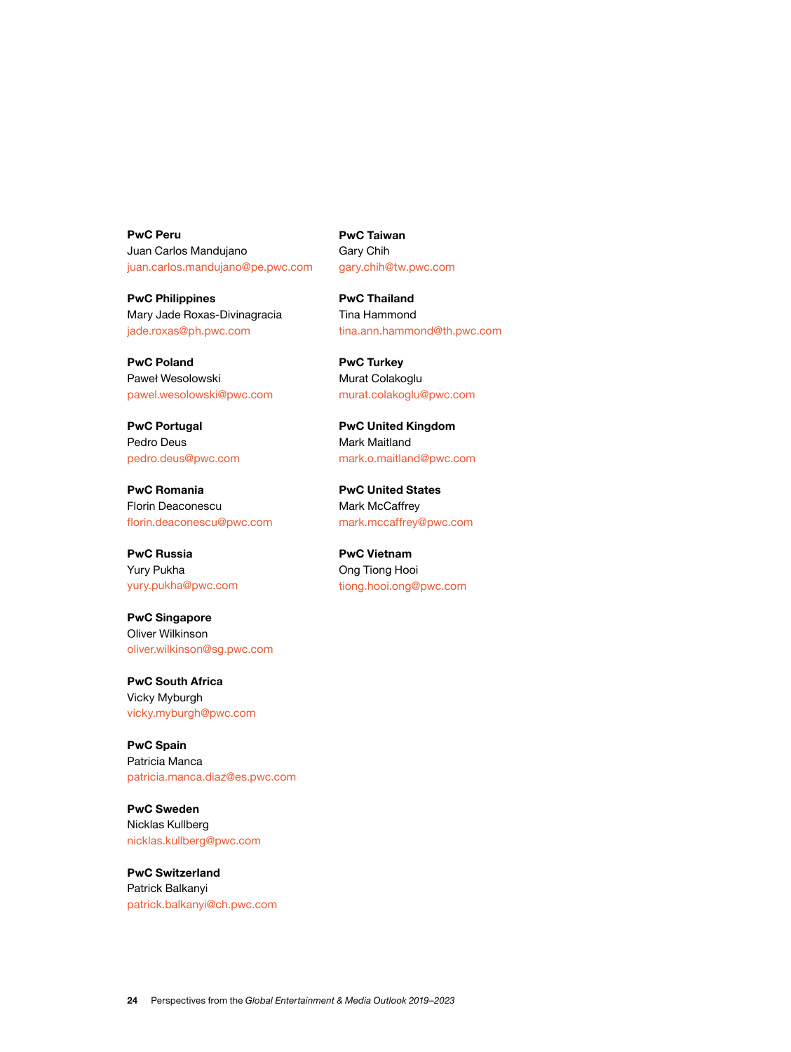**PwC Peru**
Juan Carlos Mandujano
juan.carlos.mandujano@pe.pwc.com

**PwC Philippines**
Mary Jade Roxas-Divinagracia
jade.roxas@ph.pwc.com

**PwC Poland**
Paweł Wesolowski
pawel.wesolowski@pwc.com

**PwC Portugal**
Pedro Deus
pedro.deus@pwc.com

**PwC Romania**
Florin Deaconescu
florin.deaconescu@pwc.com

**PwC Russia**
Yury Pukha
yury.pukha@pwc.com

**PwC Singapore**
Oliver Wilkinson
oliver.wilkinson@sg.pwc.com

**PwC South Africa**
Vicky Myburgh
vicky.myburgh@pwc.com

**PwC Spain**
Patricia Manca
patricia.manca.diaz@es.pwc.com

**PwC Sweden**
Nicklas Kullberg
nicklas.kullberg@pwc.com

**PwC Switzerland**
Patrick Balkanyi
patrick.balkanyi@ch.pwc.com

**PwC Taiwan**
Gary Chih
gary.chih@tw.pwc.com

**PwC Thailand**
Tina Hammond
tina.ann.hammond@th.pwc.com

**PwC Turkey**
Murat Colakoglu
murat.colakoglu@pwc.com

**PwC United Kingdom**
Mark Maitland
mark.o.maitland@pwc.com

**PwC United States**
Mark McCaffrey
mark.mccaffrey@pwc.com

**PwC Vietnam**
Ong Tiong Hooi
tiong.hooi.ong@pwc.com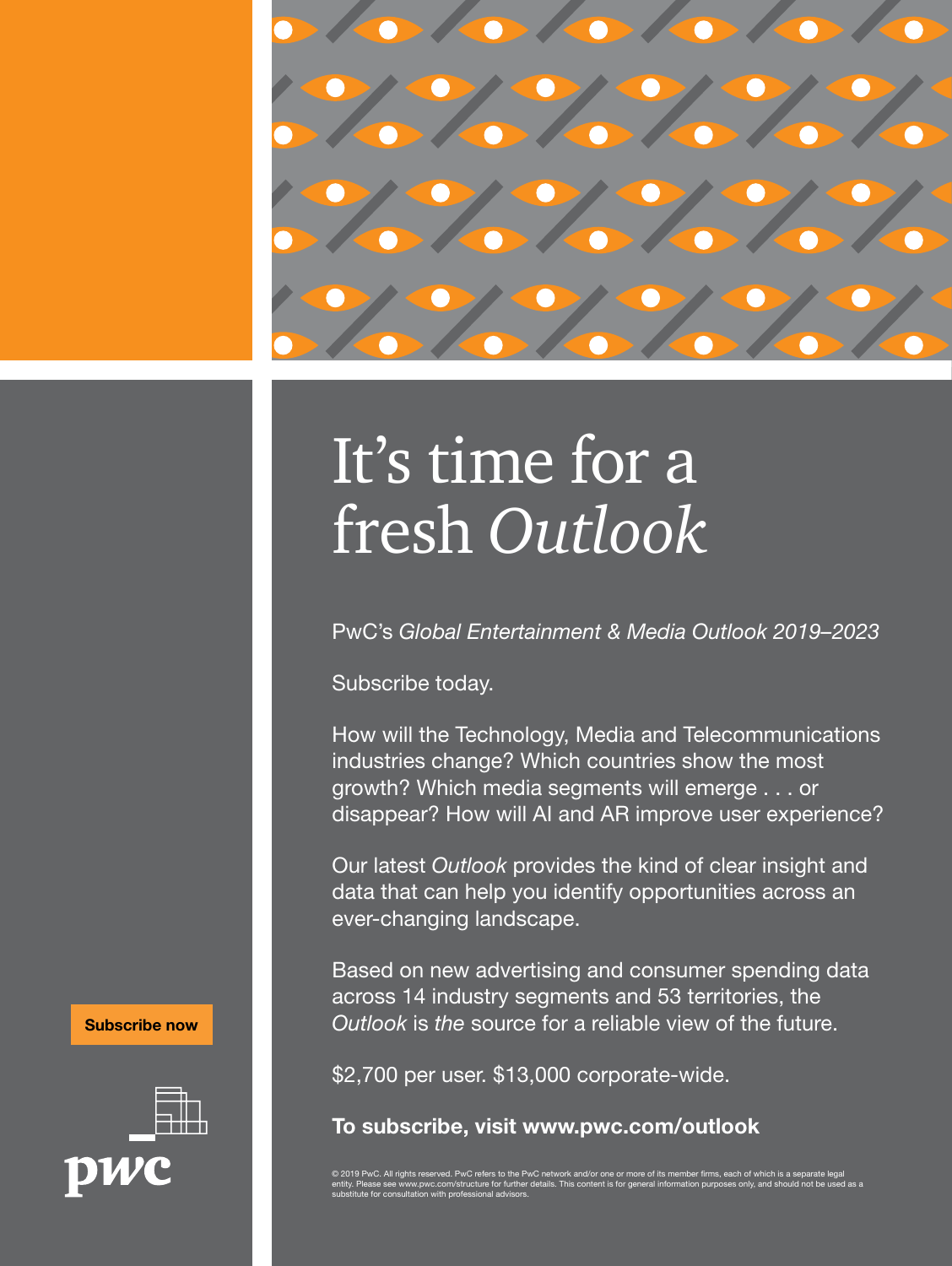# It's time for a fresh *Outlook*

PwC's *Global Entertainment & Media Outlook 2019–2023*

Subscribe today.

How will the Technology, Media and Telecommunications industries change? Which countries show the most growth? Which media segments will emerge . . . or disappear? How will AI and AR improve user experience?

Our latest *Outlook* provides the kind of clear insight and data that can help you identify opportunities across an ever-changing landscape.

Based on new advertising and consumer spending data across 14 industry segments and 53 territories, the *Outlook* is *the* source for a reliable view of the future.

$2,700 per user. $13,000 corporate-wide.

**To subscribe, visit www.pwc.com/outlook**

**Subscribe now**

pwc

© 2019 PwC. All rights reserved. PwC refers to the PwC network and/or one or more of its member firms, each of which is a separate legal entity. Please see www.pwc.com/structure for further details. This content is for general information purposes only, and should not be used as a substitute for consultation with professional advisors.